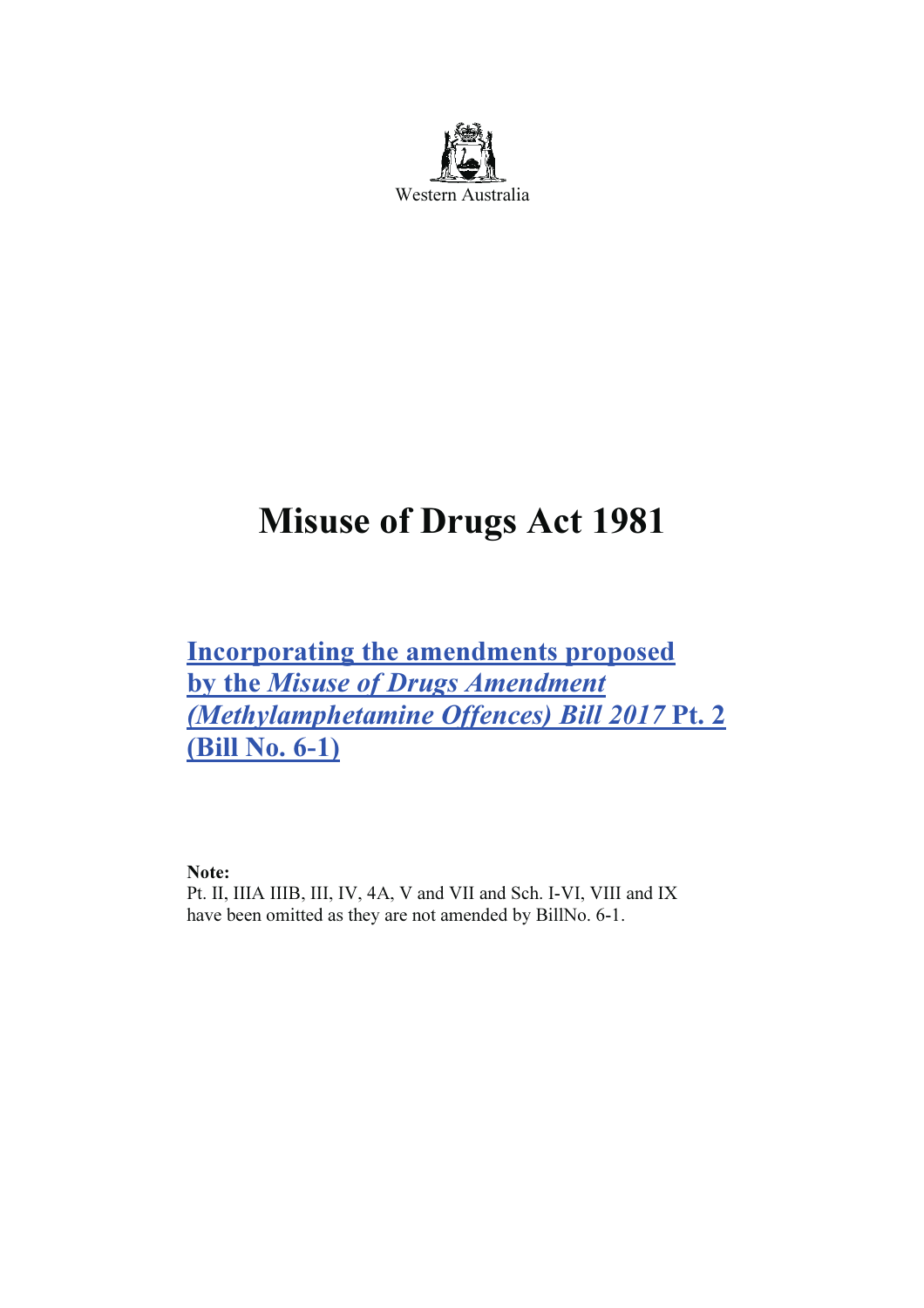Western Australia

# Misuse of Drugs Act 1981

## Incorporating the amendments proposed by the *Misuse of Drugs Amendment (Methylamphetamine Offences) Bill 2017* Pt. 2 (Bill No. 6-1)

**Note:**
Pt. II, IIIA IIIB, III, IV, 4A, V and VII and Sch. I-VI, VIII and IX have been omitted as they are not amended by BillNo. 6-1.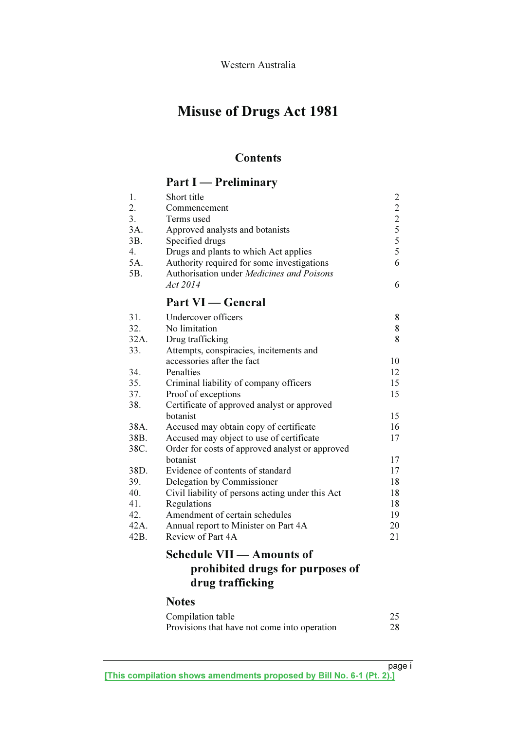Western Australia

# Misuse of Drugs Act 1981

## Contents

### Part I — Preliminary

| | | |
|---|---|---|
| 1. | Short title | 2 |
| 2. | Commencement | 2 |
| 3. | Terms used | 2 |
| 3A. | Approved analysts and botanists | 5 |
| 3B. | Specified drugs | 5 |
| 4. | Drugs and plants to which Act applies | 5 |
| 5A. | Authority required for some investigations | 6 |
| 5B. | Authorisation under *Medicines and Poisons Act 2014* | 6 |

### Part VI — General

| | | |
|---|---|---|
| 31. | Undercover officers | 8 |
| 32. | No limitation | 8 |
| 32A. | Drug trafficking | 8 |
| 33. | Attempts, conspiracies, incitements and accessories after the fact | 10 |
| 34. | Penalties | 12 |
| 35. | Criminal liability of company officers | 15 |
| 37. | Proof of exceptions | 15 |
| 38. | Certificate of approved analyst or approved botanist | 15 |
| 38A. | Accused may obtain copy of certificate | 16 |
| 38B. | Accused may object to use of certificate | 17 |
| 38C. | Order for costs of approved analyst or approved botanist | 17 |
| 38D. | Evidence of contents of standard | 17 |
| 39. | Delegation by Commissioner | 18 |
| 40. | Civil liability of persons acting under this Act | 18 |
| 41. | Regulations | 18 |
| 42. | Amendment of certain schedules | 19 |
| 42A. | Annual report to Minister on Part 4A | 20 |
| 42B. | Review of Part 4A | 21 |

### Schedule VII — Amounts of prohibited drugs for purposes of drug trafficking

### Notes

| | |
|---|---|
| Compilation table | 25 |
| Provisions that have not come into operation | 28 |

[This compilation shows amendments proposed by Bill No. 6-1 (Pt. 2).]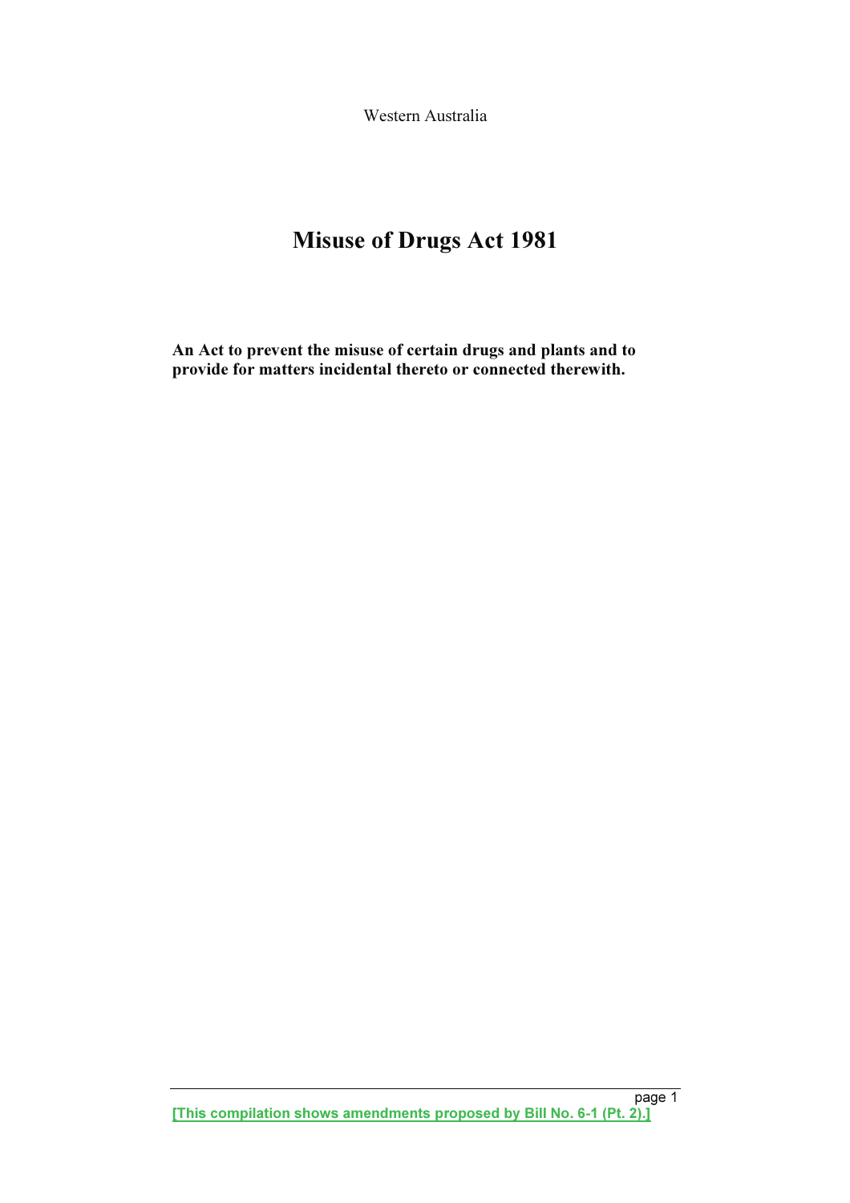Western Australia

# Misuse of Drugs Act 1981

**An Act to prevent the misuse of certain drugs and plants and to provide for matters incidental thereto or connected therewith.**

[This compilation shows amendments proposed by Bill No. 6-1 (Pt. 2).]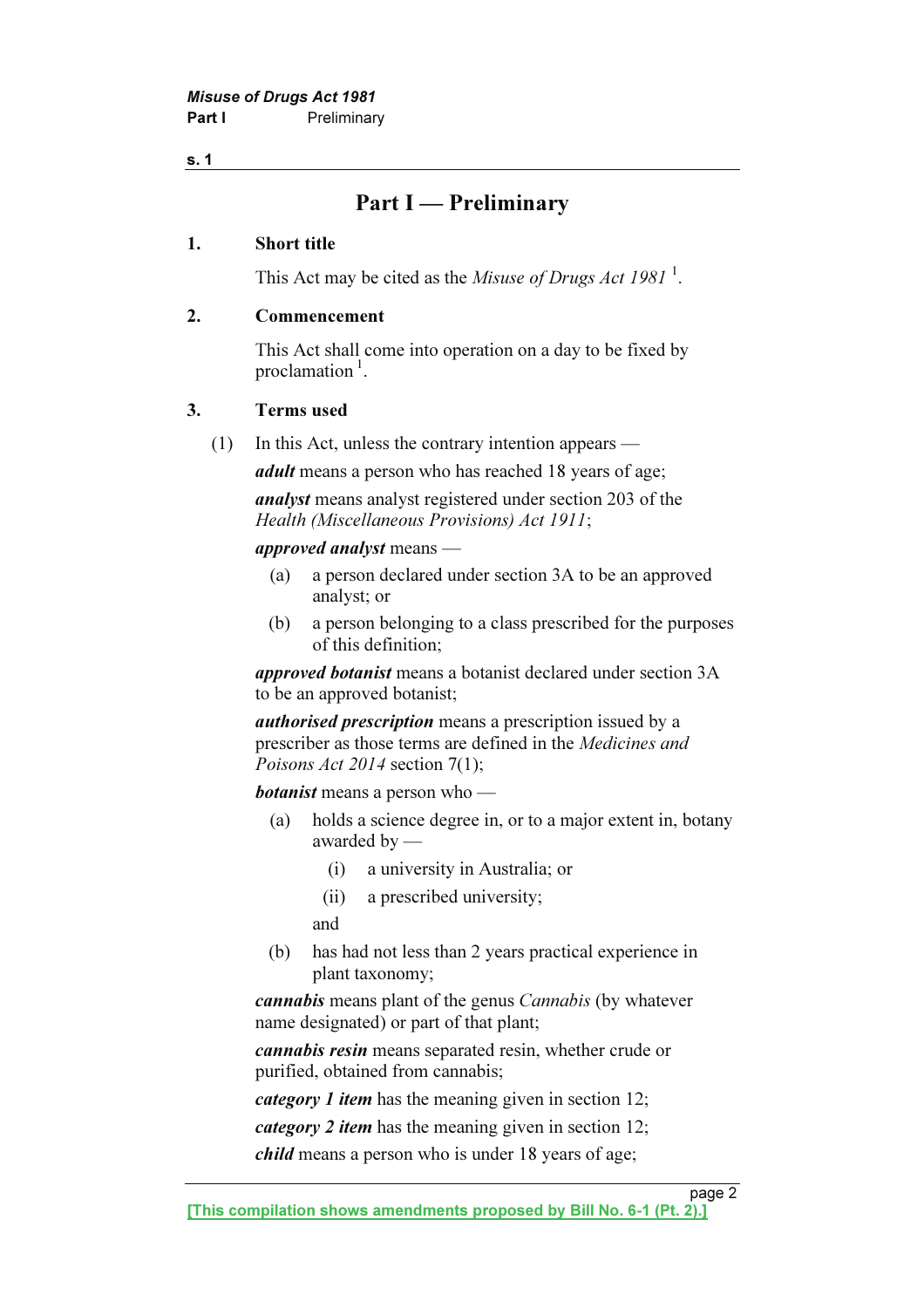## Part I — Preliminary

### 1. Short title

This Act may be cited as the *Misuse of Drugs Act 1981* [1].

### 2. Commencement

This Act shall come into operation on a day to be fixed by proclamation [1].

### 3. Terms used

(1) In this Act, unless the contrary intention appears —

***adult*** means a person who has reached 18 years of age;

***analyst*** means analyst registered under section 203 of the *Health (Miscellaneous Provisions) Act 1911*;

***approved analyst*** means —

- (a) a person declared under section 3A to be an approved analyst; or
- (b) a person belonging to a class prescribed for the purposes of this definition;

***approved botanist*** means a botanist declared under section 3A to be an approved botanist;

***authorised prescription*** means a prescription issued by a prescriber as those terms are defined in the *Medicines and Poisons Act 2014* section 7(1);

***botanist*** means a person who —

- (a) holds a science degree in, or to a major extent in, botany awarded by —
  - (i) a university in Australia; or
  - (ii) a prescribed university;

  and
- (b) has had not less than 2 years practical experience in plant taxonomy;

***cannabis*** means plant of the genus *Cannabis* (by whatever name designated) or part of that plant;

***cannabis resin*** means separated resin, whether crude or purified, obtained from cannabis;

***category 1 item*** has the meaning given in section 12;

***category 2 item*** has the meaning given in section 12;

***child*** means a person who is under 18 years of age;

[This compilation shows amendments proposed by Bill No. 6-1 (Pt. 2).]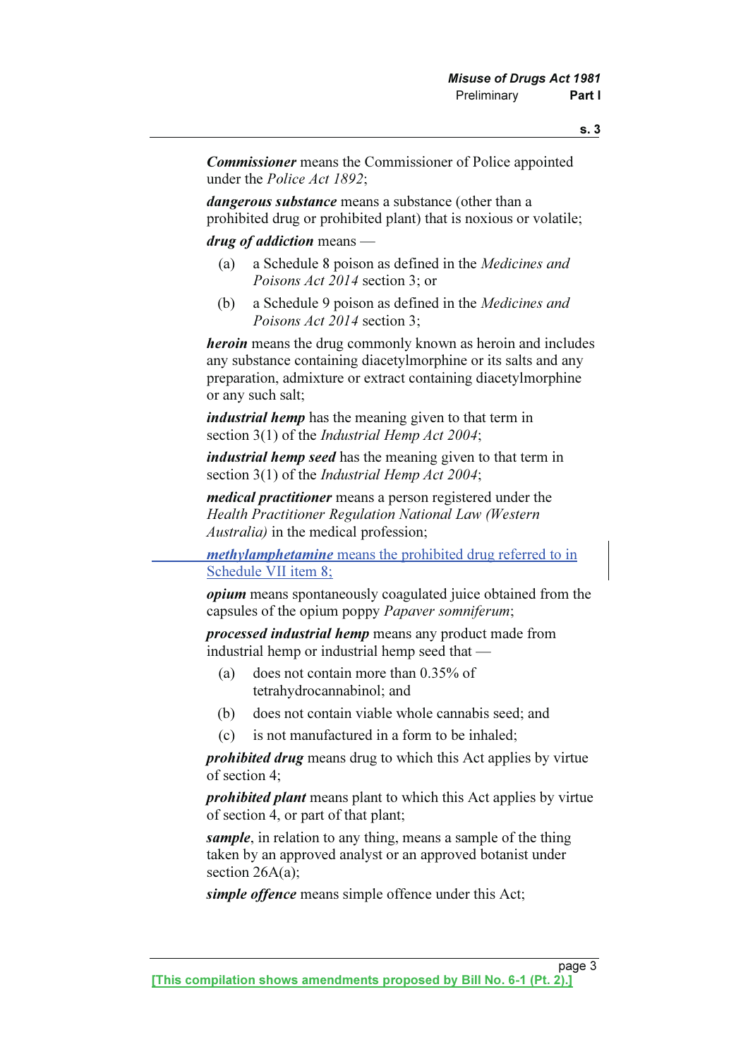***Commissioner*** means the Commissioner of Police appointed under the *Police Act 1892*;

***dangerous substance*** means a substance (other than a prohibited drug or prohibited plant) that is noxious or volatile;

***drug of addiction*** means —

(a) a Schedule 8 poison as defined in the *Medicines and Poisons Act 2014* section 3; or

(b) a Schedule 9 poison as defined in the *Medicines and Poisons Act 2014* section 3;

***heroin*** means the drug commonly known as heroin and includes any substance containing diacetylmorphine or its salts and any preparation, admixture or extract containing diacetylmorphine or any such salt;

***industrial hemp*** has the meaning given to that term in section 3(1) of the *Industrial Hemp Act 2004*;

***industrial hemp seed*** has the meaning given to that term in section 3(1) of the *Industrial Hemp Act 2004*;

***medical practitioner*** means a person registered under the *Health Practitioner Regulation National Law (Western Australia)* in the medical profession;

***methylamphetamine*** means the prohibited drug referred to in Schedule VII item 8;

***opium*** means spontaneously coagulated juice obtained from the capsules of the opium poppy *Papaver somniferum*;

***processed industrial hemp*** means any product made from industrial hemp or industrial hemp seed that —

(a) does not contain more than 0.35% of tetrahydrocannabinol; and

(b) does not contain viable whole cannabis seed; and

(c) is not manufactured in a form to be inhaled;

***prohibited drug*** means drug to which this Act applies by virtue of section 4;

***prohibited plant*** means plant to which this Act applies by virtue of section 4, or part of that plant;

***sample***, in relation to any thing, means a sample of the thing taken by an approved analyst or an approved botanist under section 26A(a);

***simple offence*** means simple offence under this Act;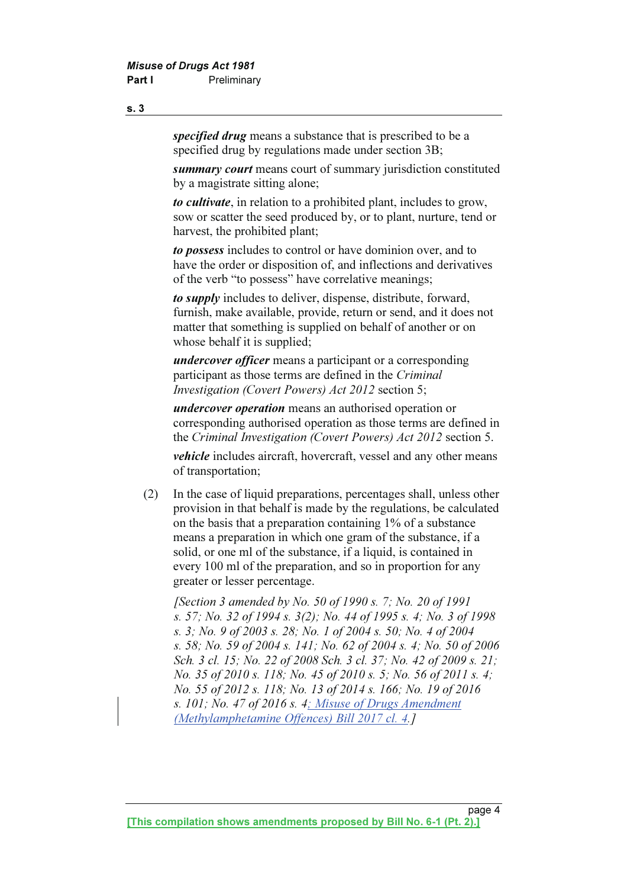***specified drug*** means a substance that is prescribed to be a specified drug by regulations made under section 3B;

***summary court*** means court of summary jurisdiction constituted by a magistrate sitting alone;

***to cultivate***, in relation to a prohibited plant, includes to grow, sow or scatter the seed produced by, or to plant, nurture, tend or harvest, the prohibited plant;

***to possess*** includes to control or have dominion over, and to have the order or disposition of, and inflections and derivatives of the verb "to possess" have correlative meanings;

***to supply*** includes to deliver, dispense, distribute, forward, furnish, make available, provide, return or send, and it does not matter that something is supplied on behalf of another or on whose behalf it is supplied;

***undercover officer*** means a participant or a corresponding participant as those terms are defined in the *Criminal Investigation (Covert Powers) Act 2012* section 5;

***undercover operation*** means an authorised operation or corresponding authorised operation as those terms are defined in the *Criminal Investigation (Covert Powers) Act 2012* section 5.

***vehicle*** includes aircraft, hovercraft, vessel and any other means of transportation;

(2) In the case of liquid preparations, percentages shall, unless other provision in that behalf is made by the regulations, be calculated on the basis that a preparation containing 1% of a substance means a preparation in which one gram of the substance, if a solid, or one ml of the substance, if a liquid, is contained in every 100 ml of the preparation, and so in proportion for any greater or lesser percentage.

*[Section 3 amended by No. 50 of 1990 s. 7; No. 20 of 1991 s. 57; No. 32 of 1994 s. 3(2); No. 44 of 1995 s. 4; No. 3 of 1998 s. 3; No. 9 of 2003 s. 28; No. 1 of 2004 s. 50; No. 4 of 2004 s. 58; No. 59 of 2004 s. 141; No. 62 of 2004 s. 4; No. 50 of 2006 Sch. 3 cl. 15; No. 22 of 2008 Sch. 3 cl. 37; No. 42 of 2009 s. 21; No. 35 of 2010 s. 118; No. 45 of 2010 s. 5; No. 56 of 2011 s. 4; No. 55 of 2012 s. 118; No. 13 of 2014 s. 166; No. 19 of 2016 s. 101; No. 47 of 2016 s. 4; Misuse of Drugs Amendment (Methylamphetamine Offences) Bill 2017 cl. 4.]*

**[This compilation shows amendments proposed by Bill No. 6-1 (Pt. 2).]**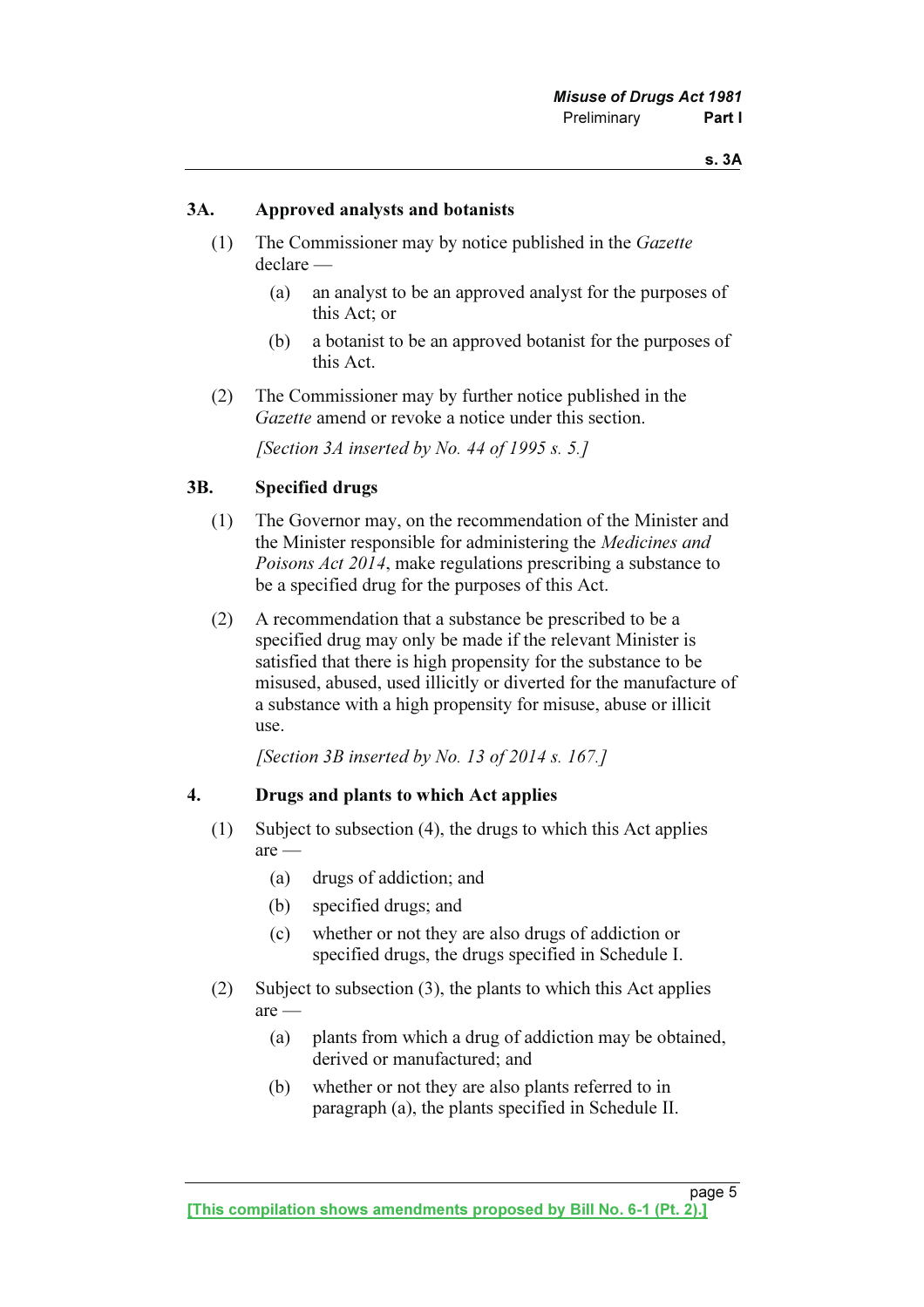### 3A. Approved analysts and botanists

(1) The Commissioner may by notice published in the *Gazette* declare —

(a) an analyst to be an approved analyst for the purposes of this Act; or

(b) a botanist to be an approved botanist for the purposes of this Act.

(2) The Commissioner may by further notice published in the *Gazette* amend or revoke a notice under this section.

*[Section 3A inserted by No. 44 of 1995 s. 5.]*

### 3B. Specified drugs

(1) The Governor may, on the recommendation of the Minister and the Minister responsible for administering the *Medicines and Poisons Act 2014*, make regulations prescribing a substance to be a specified drug for the purposes of this Act.

(2) A recommendation that a substance be prescribed to be a specified drug may only be made if the relevant Minister is satisfied that there is high propensity for the substance to be misused, abused, used illicitly or diverted for the manufacture of a substance with a high propensity for misuse, abuse or illicit use.

*[Section 3B inserted by No. 13 of 2014 s. 167.]*

### 4. Drugs and plants to which Act applies

(1) Subject to subsection (4), the drugs to which this Act applies are —

(a) drugs of addiction; and

(b) specified drugs; and

(c) whether or not they are also drugs of addiction or specified drugs, the drugs specified in Schedule I.

(2) Subject to subsection (3), the plants to which this Act applies are —

(a) plants from which a drug of addiction may be obtained, derived or manufactured; and

(b) whether or not they are also plants referred to in paragraph (a), the plants specified in Schedule II.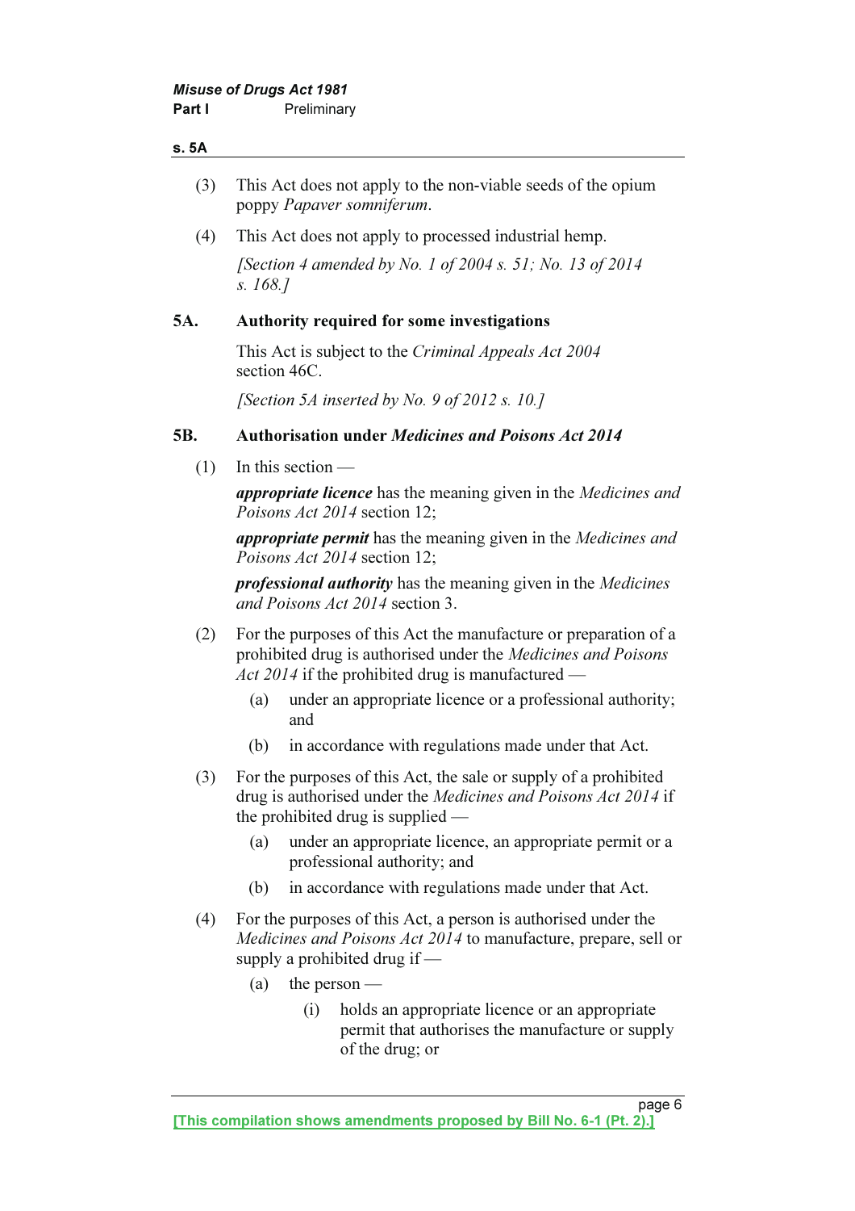(3) This Act does not apply to the non-viable seeds of the opium poppy *Papaver somniferum*.

(4) This Act does not apply to processed industrial hemp.

*[Section 4 amended by No. 1 of 2004 s. 51; No. 13 of 2014 s. 168.]*

### 5A. Authority required for some investigations

This Act is subject to the *Criminal Appeals Act 2004* section 46C.

*[Section 5A inserted by No. 9 of 2012 s. 10.]*

### 5B. Authorisation under *Medicines and Poisons Act 2014*

(1) In this section —

***appropriate licence*** has the meaning given in the *Medicines and Poisons Act 2014* section 12;

***appropriate permit*** has the meaning given in the *Medicines and Poisons Act 2014* section 12;

***professional authority*** has the meaning given in the *Medicines and Poisons Act 2014* section 3.

(2) For the purposes of this Act the manufacture or preparation of a prohibited drug is authorised under the *Medicines and Poisons Act 2014* if the prohibited drug is manufactured —

- (a) under an appropriate licence or a professional authority; and
- (b) in accordance with regulations made under that Act.

(3) For the purposes of this Act, the sale or supply of a prohibited drug is authorised under the *Medicines and Poisons Act 2014* if the prohibited drug is supplied —

- (a) under an appropriate licence, an appropriate permit or a professional authority; and
- (b) in accordance with regulations made under that Act.

(4) For the purposes of this Act, a person is authorised under the *Medicines and Poisons Act 2014* to manufacture, prepare, sell or supply a prohibited drug if —

- (a) the person —
  - (i) holds an appropriate licence or an appropriate permit that authorises the manufacture or supply of the drug; or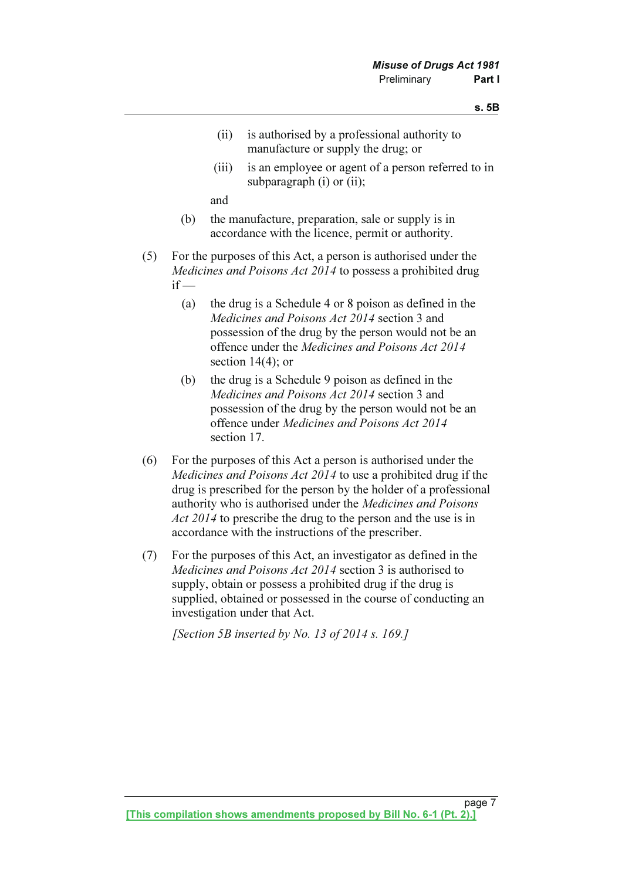(ii) is authorised by a professional authority to manufacture or supply the drug; or

(iii) is an employee or agent of a person referred to in subparagraph (i) or (ii);

and

(b) the manufacture, preparation, sale or supply is in accordance with the licence, permit or authority.

(5) For the purposes of this Act, a person is authorised under the *Medicines and Poisons Act 2014* to possess a prohibited drug if —

(a) the drug is a Schedule 4 or 8 poison as defined in the *Medicines and Poisons Act 2014* section 3 and possession of the drug by the person would not be an offence under the *Medicines and Poisons Act 2014* section 14(4); or

(b) the drug is a Schedule 9 poison as defined in the *Medicines and Poisons Act 2014* section 3 and possession of the drug by the person would not be an offence under *Medicines and Poisons Act 2014* section 17.

(6) For the purposes of this Act a person is authorised under the *Medicines and Poisons Act 2014* to use a prohibited drug if the drug is prescribed for the person by the holder of a professional authority who is authorised under the *Medicines and Poisons Act 2014* to prescribe the drug to the person and the use is in accordance with the instructions of the prescriber.

(7) For the purposes of this Act, an investigator as defined in the *Medicines and Poisons Act 2014* section 3 is authorised to supply, obtain or possess a prohibited drug if the drug is supplied, obtained or possessed in the course of conducting an investigation under that Act.

*[Section 5B inserted by No. 13 of 2014 s. 169.]*

**[This compilation shows amendments proposed by Bill No. 6-1 (Pt. 2).]**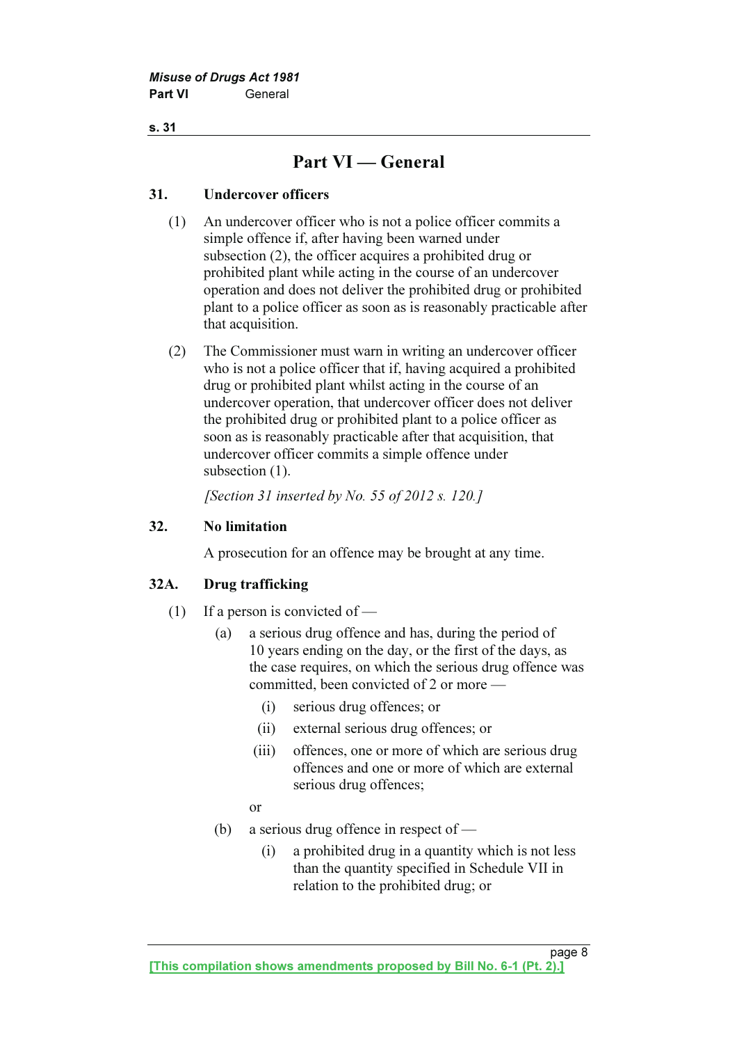# Part VI — General

**31. Undercover officers**

(1) An undercover officer who is not a police officer commits a simple offence if, after having been warned under subsection (2), the officer acquires a prohibited drug or prohibited plant while acting in the course of an undercover operation and does not deliver the prohibited drug or prohibited plant to a police officer as soon as is reasonably practicable after that acquisition.

(2) The Commissioner must warn in writing an undercover officer who is not a police officer that if, having acquired a prohibited drug or prohibited plant whilst acting in the course of an undercover operation, that undercover officer does not deliver the prohibited drug or prohibited plant to a police officer as soon as is reasonably practicable after that acquisition, that undercover officer commits a simple offence under subsection (1).

*[Section 31 inserted by No. 55 of 2012 s. 120.]*

**32. No limitation**

A prosecution for an offence may be brought at any time.

**32A. Drug trafficking**

(1) If a person is convicted of —

(a) a serious drug offence and has, during the period of 10 years ending on the day, or the first of the days, as the case requires, on which the serious drug offence was committed, been convicted of 2 or more —

(i) serious drug offences; or

(ii) external serious drug offences; or

(iii) offences, one or more of which are serious drug offences and one or more of which are external serious drug offences;

or

(b) a serious drug offence in respect of —

(i) a prohibited drug in a quantity which is not less than the quantity specified in Schedule VII in relation to the prohibited drug; or

**[This compilation shows amendments proposed by Bill No. 6-1 (Pt. 2).]**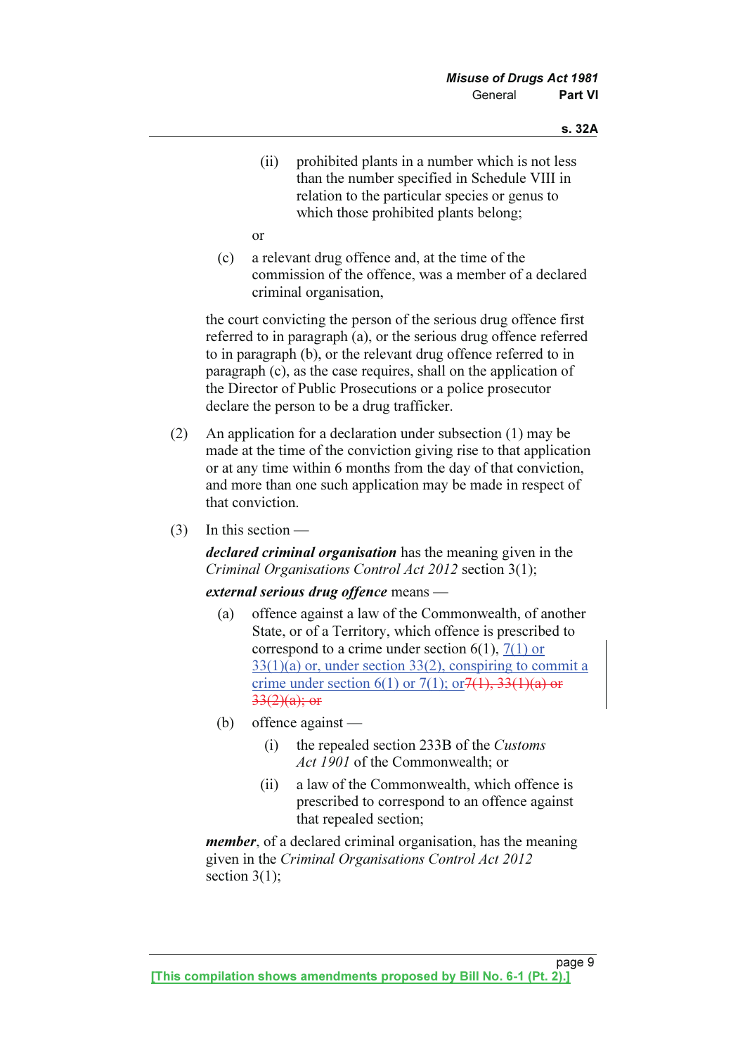(ii) prohibited plants in a number which is not less than the number specified in Schedule VIII in relation to the particular species or genus to which those prohibited plants belong;

or

(c) a relevant drug offence and, at the time of the commission of the offence, was a member of a declared criminal organisation,

the court convicting the person of the serious drug offence first referred to in paragraph (a), or the serious drug offence referred to in paragraph (b), or the relevant drug offence referred to in paragraph (c), as the case requires, shall on the application of the Director of Public Prosecutions or a police prosecutor declare the person to be a drug trafficker.

(2) An application for a declaration under subsection (1) may be made at the time of the conviction giving rise to that application or at any time within 6 months from the day of that conviction, and more than one such application may be made in respect of that conviction.

(3) In this section —

***declared criminal organisation*** has the meaning given in the *Criminal Organisations Control Act 2012* section 3(1);

***external serious drug offence*** means —

(a) offence against a law of the Commonwealth, of another State, or of a Territory, which offence is prescribed to correspond to a crime under section 6(1), 7(1) or 33(1)(a) or, under section 33(2), conspiring to commit a crime under section 6(1) or 7(1); or~~7(1), 33(1)(a) or 33(2)(a); or~~

(b) offence against —

(i) the repealed section 233B of the *Customs Act 1901* of the Commonwealth; or

(ii) a law of the Commonwealth, which offence is prescribed to correspond to an offence against that repealed section;

***member***, of a declared criminal organisation, has the meaning given in the *Criminal Organisations Control Act 2012* section 3(1);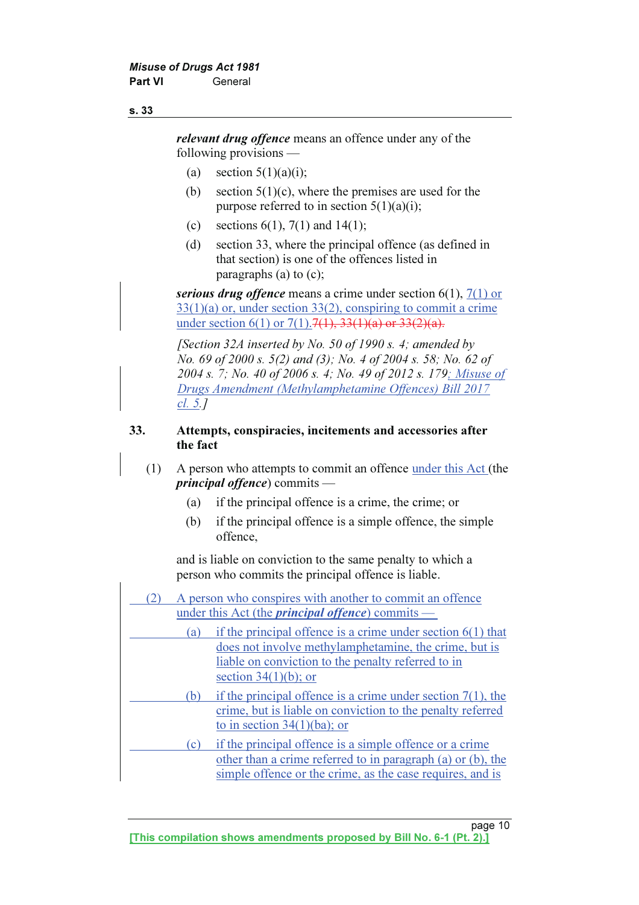***relevant drug offence*** means an offence under any of the following provisions —

(a) section 5(1)(a)(i);

(b) section 5(1)(c), where the premises are used for the purpose referred to in section 5(1)(a)(i);

(c) sections 6(1), 7(1) and 14(1);

(d) section 33, where the principal offence (as defined in that section) is one of the offences listed in paragraphs (a) to (c);

***serious drug offence*** means a crime under section 6(1), 7(1) or 33(1)(a) or, under section 33(2), conspiring to commit a crime under section 6(1) or 7(1).~~7(1), 33(1)(a) or 33(2)(a).~~

*[Section 32A inserted by No. 50 of 1990 s. 4; amended by No. 69 of 2000 s. 5(2) and (3); No. 4 of 2004 s. 58; No. 62 of 2004 s. 7; No. 40 of 2006 s. 4; No. 49 of 2012 s. 179; Misuse of Drugs Amendment (Methylamphetamine Offences) Bill 2017 cl. 5.]*

## 33. Attempts, conspiracies, incitements and accessories after the fact

(1) A person who attempts to commit an offence under this Act (the ***principal offence***) commits —

(a) if the principal offence is a crime, the crime; or

(b) if the principal offence is a simple offence, the simple offence,

and is liable on conviction to the same penalty to which a person who commits the principal offence is liable.

(2) A person who conspires with another to commit an offence under this Act (the ***principal offence***) commits —

(a) if the principal offence is a crime under section 6(1) that does not involve methylamphetamine, the crime, but is liable on conviction to the penalty referred to in section 34(1)(b); or

(b) if the principal offence is a crime under section 7(1), the crime, but is liable on conviction to the penalty referred to in section 34(1)(ba); or

(c) if the principal offence is a simple offence or a crime other than a crime referred to in paragraph (a) or (b), the simple offence or the crime, as the case requires, and is

[This compilation shows amendments proposed by Bill No. 6-1 (Pt. 2).]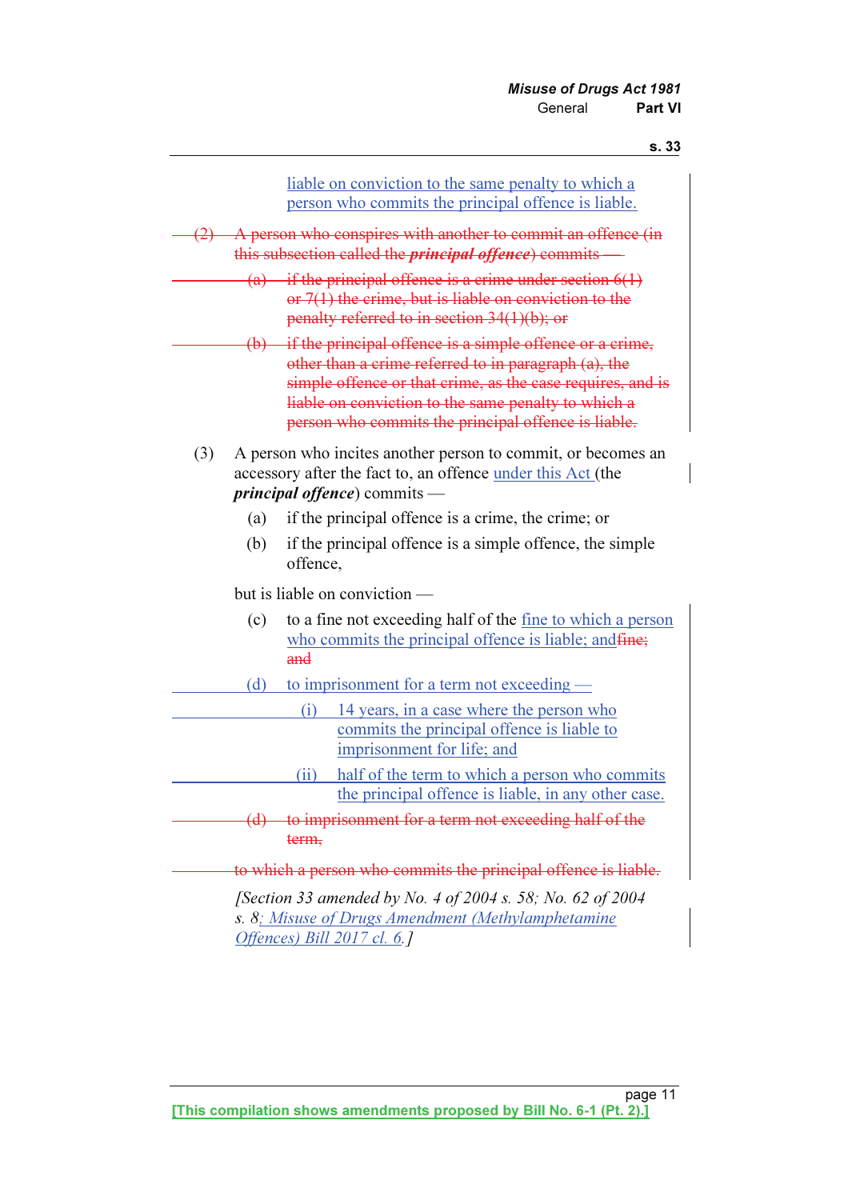liable on conviction to the same penalty to which a person who commits the principal offence is liable.

~~(2) A person who conspires with another to commit an offence (in this subsection called the ***principal offence***) commits —~~

~~(a) if the principal offence is a crime under section 6(1) or 7(1) the crime, but is liable on conviction to the penalty referred to in section 34(1)(b); or~~

~~(b) if the principal offence is a simple offence or a crime, other than a crime referred to in paragraph (a), the simple offence or that crime, as the case requires, and is liable on conviction to the same penalty to which a person who commits the principal offence is liable.~~

(3) A person who incites another person to commit, or becomes an accessory after the fact to, an offence under this Act (the ***principal offence***) commits —

(a) if the principal offence is a crime, the crime; or

(b) if the principal offence is a simple offence, the simple offence,

but is liable on conviction —

(c) to a fine not exceeding half of the fine to which a person who commits the principal offence is liable; and~~fine; and~~

(d) to imprisonment for a term not exceeding —

(i) 14 years, in a case where the person who commits the principal offence is liable to imprisonment for life; and

(ii) half of the term to which a person who commits the principal offence is liable, in any other case.

~~(d) to imprisonment for a term not exceeding half of the term,~~

~~to which a person who commits the principal offence is liable.~~

*[Section 33 amended by No. 4 of 2004 s. 58; No. 62 of 2004 s. 8; Misuse of Drugs Amendment (Methylamphetamine Offences) Bill 2017 cl. 6.]*

[This compilation shows amendments proposed by Bill No. 6-1 (Pt. 2).]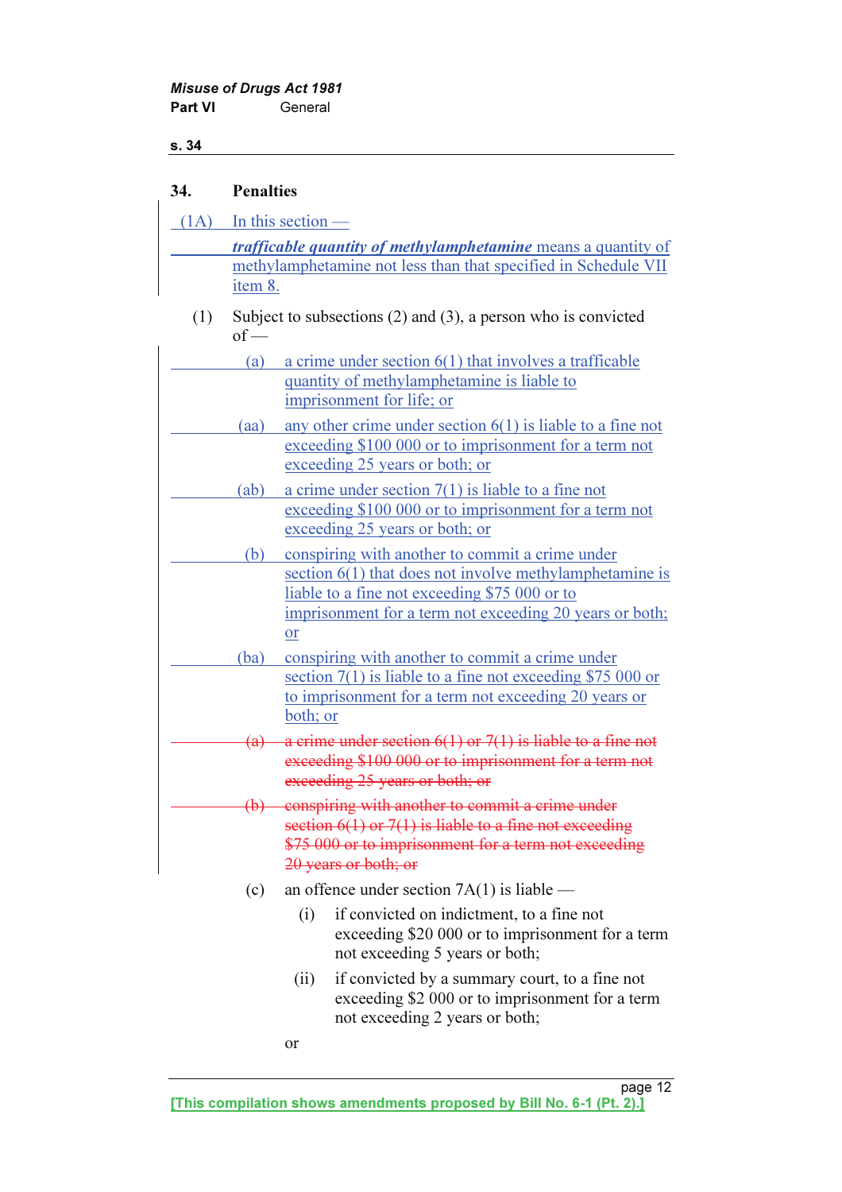**Misuse of Drugs Act 1981**
**Part VI** General

**s. 34**

## 34. Penalties

(1A) In this section —

***trafficable quantity of methylamphetamine*** means a quantity of methylamphetamine not less than that specified in Schedule VII item 8.

(1) Subject to subsections (2) and (3), a person who is convicted of —

(a) a crime under section 6(1) that involves a trafficable quantity of methylamphetamine is liable to imprisonment for life; or

(aa) any other crime under section 6(1) is liable to a fine not exceeding $100 000 or to imprisonment for a term not exceeding 25 years or both; or

(ab) a crime under section 7(1) is liable to a fine not exceeding $100 000 or to imprisonment for a term not exceeding 25 years or both; or

(b) conspiring with another to commit a crime under section 6(1) that does not involve methylamphetamine is liable to a fine not exceeding $75 000 or to imprisonment for a term not exceeding 20 years or both; or

(ba) conspiring with another to commit a crime under section 7(1) is liable to a fine not exceeding $75 000 or to imprisonment for a term not exceeding 20 years or both; or

~~(a) a crime under section 6(1) or 7(1) is liable to a fine not exceeding $100 000 or to imprisonment for a term not exceeding 25 years or both; or~~

~~(b) conspiring with another to commit a crime under section 6(1) or 7(1) is liable to a fine not exceeding $75 000 or to imprisonment for a term not exceeding 20 years or both; or~~

(c) an offence under section 7A(1) is liable —

(i) if convicted on indictment, to a fine not exceeding $20 000 or to imprisonment for a term not exceeding 5 years or both;

(ii) if convicted by a summary court, to a fine not exceeding $2 000 or to imprisonment for a term not exceeding 2 years or both;

or

[This compilation shows amendments proposed by Bill No. 6-1 (Pt. 2).]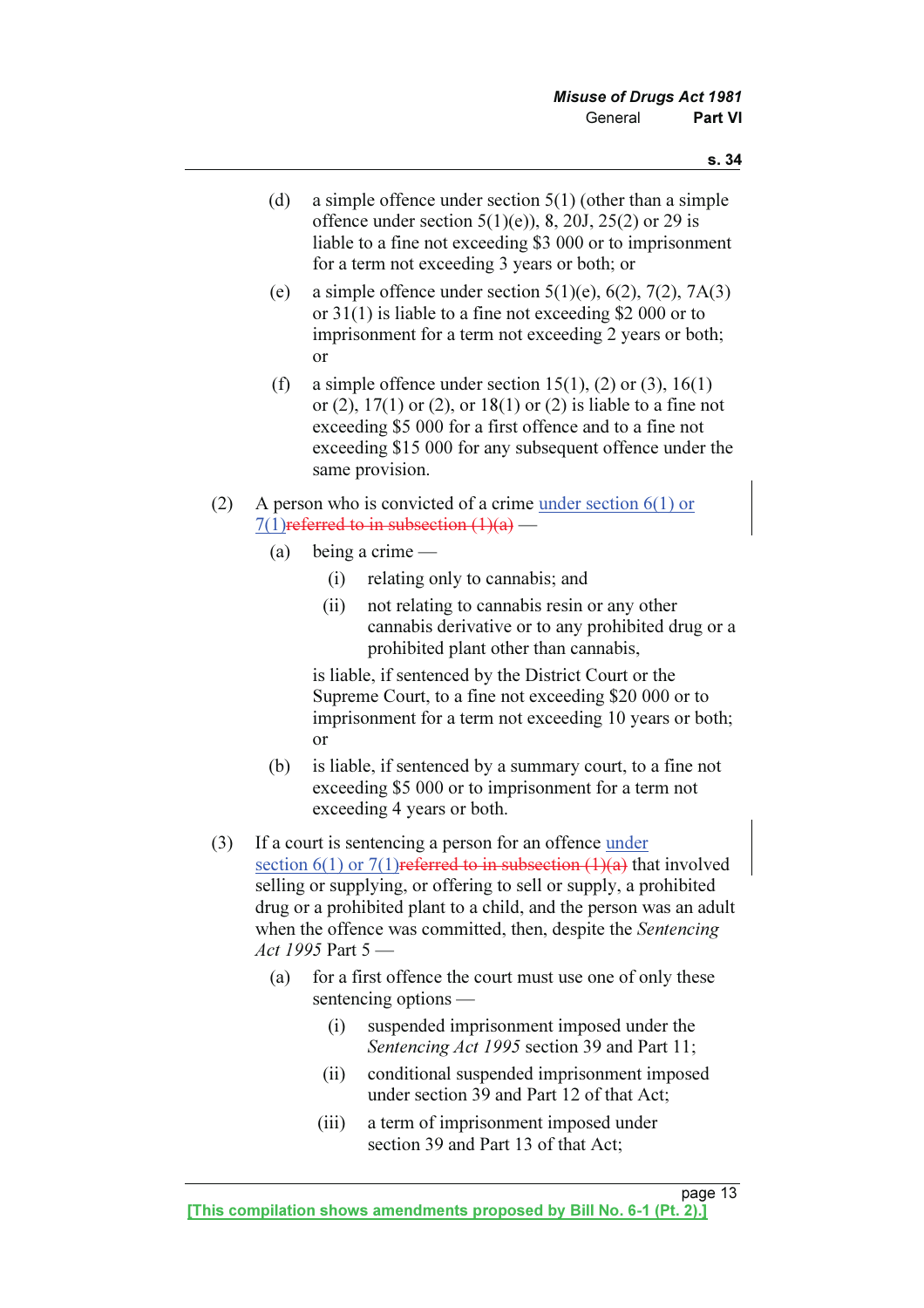(d) a simple offence under section 5(1) (other than a simple offence under section 5(1)(e)), 8, 20J, 25(2) or 29 is liable to a fine not exceeding $3 000 or to imprisonment for a term not exceeding 3 years or both; or

(e) a simple offence under section 5(1)(e), 6(2), 7(2), 7A(3) or 31(1) is liable to a fine not exceeding $2 000 or to imprisonment for a term not exceeding 2 years or both; or

(f) a simple offence under section 15(1), (2) or (3), 16(1) or (2), 17(1) or (2), or 18(1) or (2) is liable to a fine not exceeding $5 000 for a first offence and to a fine not exceeding $15 000 for any subsequent offence under the same provision.

(2) A person who is convicted of a crime under section 6(1) or 7(1)~~referred to in subsection (1)(a)~~ —

(a) being a crime —

(i) relating only to cannabis; and

(ii) not relating to cannabis resin or any other cannabis derivative or to any prohibited drug or a prohibited plant other than cannabis,

is liable, if sentenced by the District Court or the Supreme Court, to a fine not exceeding $20 000 or to imprisonment for a term not exceeding 10 years or both; or

(b) is liable, if sentenced by a summary court, to a fine not exceeding $5 000 or to imprisonment for a term not exceeding 4 years or both.

(3) If a court is sentencing a person for an offence under section 6(1) or 7(1)~~referred to in subsection (1)(a)~~ that involved selling or supplying, or offering to sell or supply, a prohibited drug or a prohibited plant to a child, and the person was an adult when the offence was committed, then, despite the *Sentencing Act 1995* Part 5 —

(a) for a first offence the court must use one of only these sentencing options —

(i) suspended imprisonment imposed under the *Sentencing Act 1995* section 39 and Part 11;

(ii) conditional suspended imprisonment imposed under section 39 and Part 12 of that Act;

(iii) a term of imprisonment imposed under section 39 and Part 13 of that Act;

[This compilation shows amendments proposed by Bill No. 6-1 (Pt. 2).]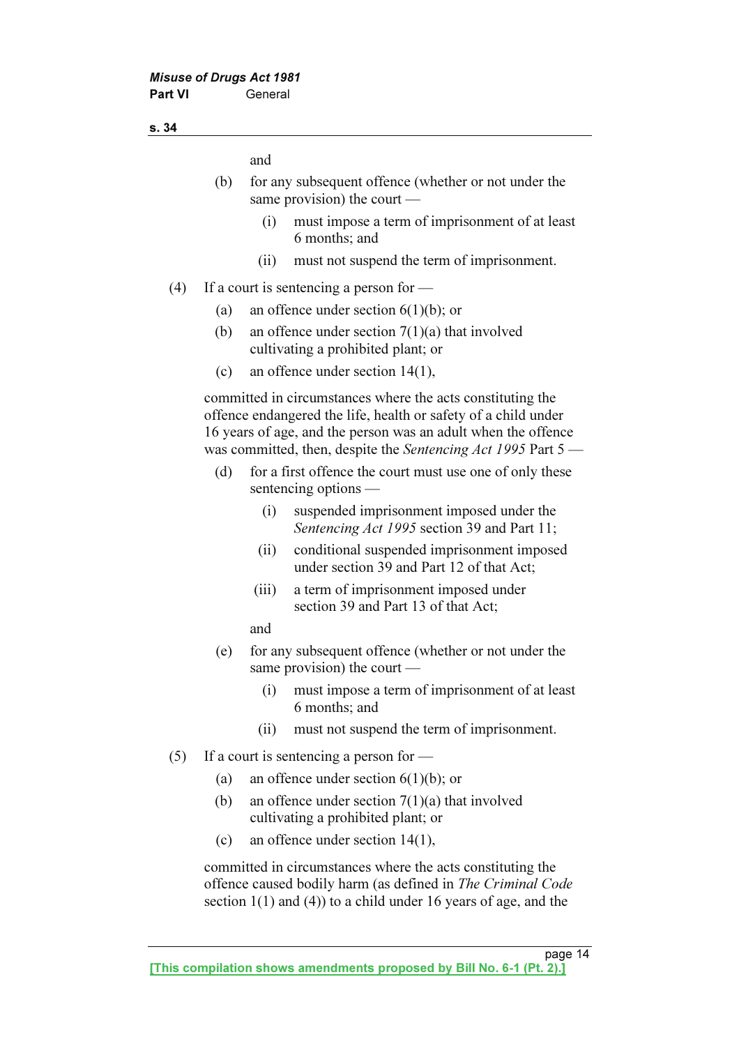and

(b) for any subsequent offence (whether or not under the same provision) the court —

  (i) must impose a term of imprisonment of at least 6 months; and

  (ii) must not suspend the term of imprisonment.

(4) If a court is sentencing a person for —

  (a) an offence under section 6(1)(b); or

  (b) an offence under section 7(1)(a) that involved cultivating a prohibited plant; or

  (c) an offence under section 14(1),

committed in circumstances where the acts constituting the offence endangered the life, health or safety of a child under 16 years of age, and the person was an adult when the offence was committed, then, despite the *Sentencing Act 1995* Part 5 —

  (d) for a first offence the court must use one of only these sentencing options —

    (i) suspended imprisonment imposed under the *Sentencing Act 1995* section 39 and Part 11;

    (ii) conditional suspended imprisonment imposed under section 39 and Part 12 of that Act;

    (iii) a term of imprisonment imposed under section 39 and Part 13 of that Act;

  and

  (e) for any subsequent offence (whether or not under the same provision) the court —

    (i) must impose a term of imprisonment of at least 6 months; and

    (ii) must not suspend the term of imprisonment.

(5) If a court is sentencing a person for —

  (a) an offence under section 6(1)(b); or

  (b) an offence under section 7(1)(a) that involved cultivating a prohibited plant; or

  (c) an offence under section 14(1),

committed in circumstances where the acts constituting the offence caused bodily harm (as defined in *The Criminal Code* section 1(1) and (4)) to a child under 16 years of age, and the

[This compilation shows amendments proposed by Bill No. 6-1 (Pt. 2).]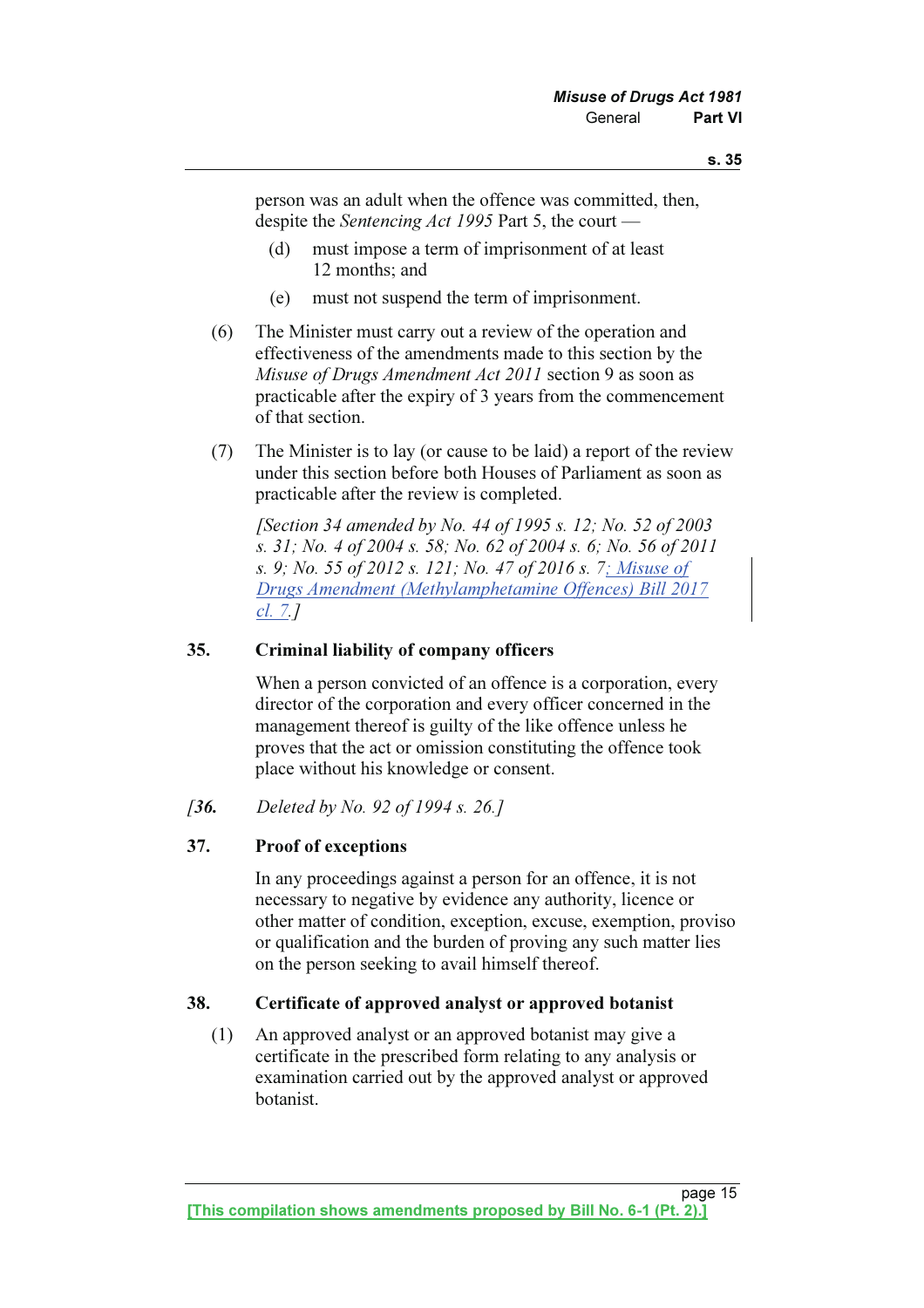person was an adult when the offence was committed, then, despite the *Sentencing Act 1995* Part 5, the court —

(d) must impose a term of imprisonment of at least 12 months; and

(e) must not suspend the term of imprisonment.

(6) The Minister must carry out a review of the operation and effectiveness of the amendments made to this section by the *Misuse of Drugs Amendment Act 2011* section 9 as soon as practicable after the expiry of 3 years from the commencement of that section.

(7) The Minister is to lay (or cause to be laid) a report of the review under this section before both Houses of Parliament as soon as practicable after the review is completed.

*[Section 34 amended by No. 44 of 1995 s. 12; No. 52 of 2003 s. 31; No. 4 of 2004 s. 58; No. 62 of 2004 s. 6; No. 56 of 2011 s. 9; No. 55 of 2012 s. 121; No. 47 of 2016 s. 7; Misuse of Drugs Amendment (Methylamphetamine Offences) Bill 2017 cl. 7.]*

### 35. Criminal liability of company officers

When a person convicted of an offence is a corporation, every director of the corporation and every officer concerned in the management thereof is guilty of the like offence unless he proves that the act or omission constituting the offence took place without his knowledge or consent.

*[36. Deleted by No. 92 of 1994 s. 26.]*

### 37. Proof of exceptions

In any proceedings against a person for an offence, it is not necessary to negative by evidence any authority, licence or other matter of condition, exception, excuse, exemption, proviso or qualification and the burden of proving any such matter lies on the person seeking to avail himself thereof.

### 38. Certificate of approved analyst or approved botanist

(1) An approved analyst or an approved botanist may give a certificate in the prescribed form relating to any analysis or examination carried out by the approved analyst or approved botanist.

**[This compilation shows amendments proposed by Bill No. 6-1 (Pt. 2).]**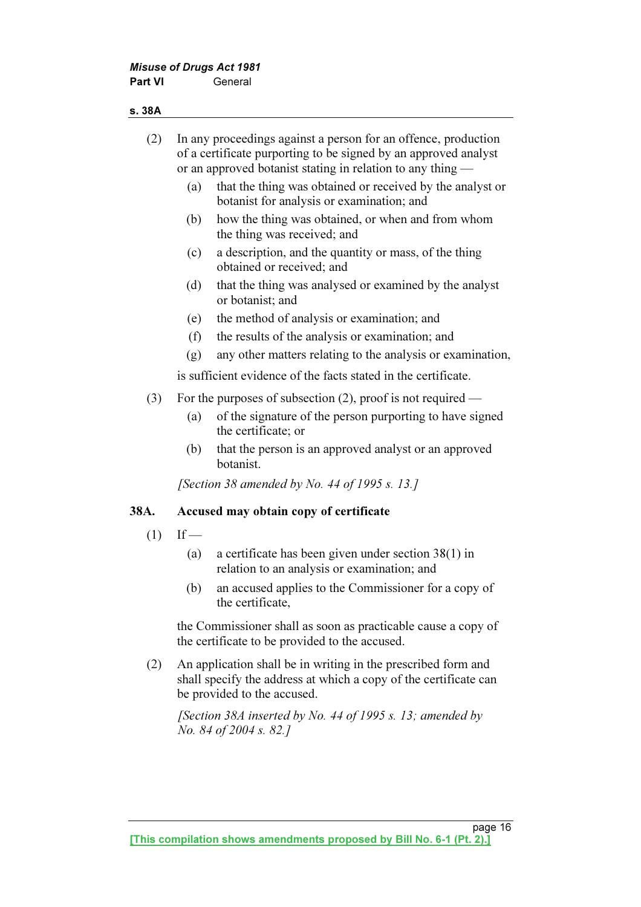(2) In any proceedings against a person for an offence, production of a certificate purporting to be signed by an approved analyst or an approved botanist stating in relation to any thing —

(a) that the thing was obtained or received by the analyst or botanist for analysis or examination; and

(b) how the thing was obtained, or when and from whom the thing was received; and

(c) a description, and the quantity or mass, of the thing obtained or received; and

(d) that the thing was analysed or examined by the analyst or botanist; and

(e) the method of analysis or examination; and

(f) the results of the analysis or examination; and

(g) any other matters relating to the analysis or examination,

is sufficient evidence of the facts stated in the certificate.

(3) For the purposes of subsection (2), proof is not required —

(a) of the signature of the person purporting to have signed the certificate; or

(b) that the person is an approved analyst or an approved botanist.

*[Section 38 amended by No. 44 of 1995 s. 13.]*

### 38A. Accused may obtain copy of certificate

(1) If —

(a) a certificate has been given under section 38(1) in relation to an analysis or examination; and

(b) an accused applies to the Commissioner for a copy of the certificate,

the Commissioner shall as soon as practicable cause a copy of the certificate to be provided to the accused.

(2) An application shall be in writing in the prescribed form and shall specify the address at which a copy of the certificate can be provided to the accused.

*[Section 38A inserted by No. 44 of 1995 s. 13; amended by No. 84 of 2004 s. 82.]*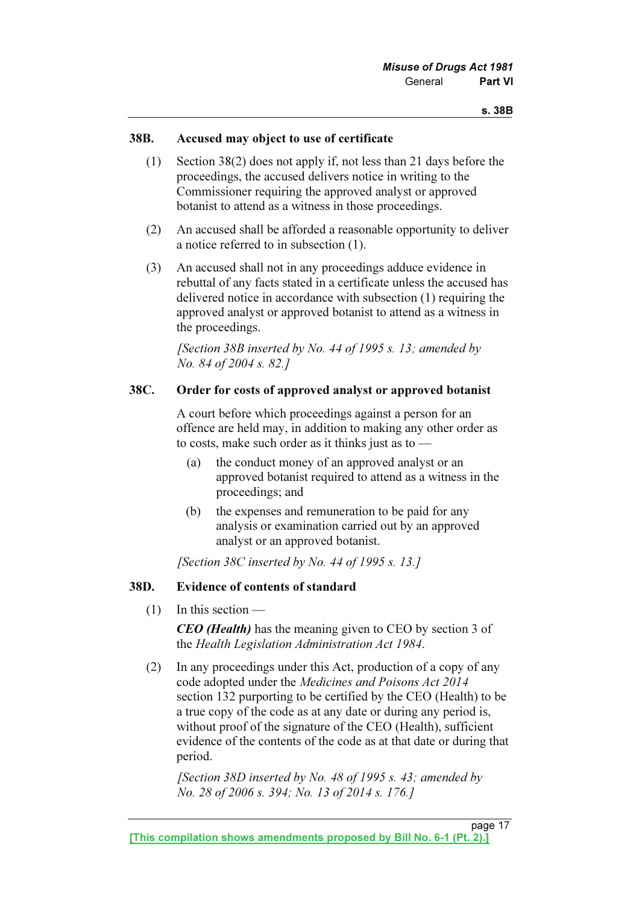### 38B. Accused may object to use of certificate

(1) Section 38(2) does not apply if, not less than 21 days before the proceedings, the accused delivers notice in writing to the Commissioner requiring the approved analyst or approved botanist to attend as a witness in those proceedings.

(2) An accused shall be afforded a reasonable opportunity to deliver a notice referred to in subsection (1).

(3) An accused shall not in any proceedings adduce evidence in rebuttal of any facts stated in a certificate unless the accused has delivered notice in accordance with subsection (1) requiring the approved analyst or approved botanist to attend as a witness in the proceedings.

*[Section 38B inserted by No. 44 of 1995 s. 13; amended by No. 84 of 2004 s. 82.]*

### 38C. Order for costs of approved analyst or approved botanist

A court before which proceedings against a person for an offence are held may, in addition to making any other order as to costs, make such order as it thinks just as to —

(a) the conduct money of an approved analyst or an approved botanist required to attend as a witness in the proceedings; and

(b) the expenses and remuneration to be paid for any analysis or examination carried out by an approved analyst or an approved botanist.

*[Section 38C inserted by No. 44 of 1995 s. 13.]*

### 38D. Evidence of contents of standard

(1) In this section —

***CEO (Health)*** has the meaning given to CEO by section 3 of the *Health Legislation Administration Act 1984*.

(2) In any proceedings under this Act, production of a copy of any code adopted under the *Medicines and Poisons Act 2014* section 132 purporting to be certified by the CEO (Health) to be a true copy of the code as at any date or during any period is, without proof of the signature of the CEO (Health), sufficient evidence of the contents of the code as at that date or during that period.

*[Section 38D inserted by No. 48 of 1995 s. 43; amended by No. 28 of 2006 s. 394; No. 13 of 2014 s. 176.]*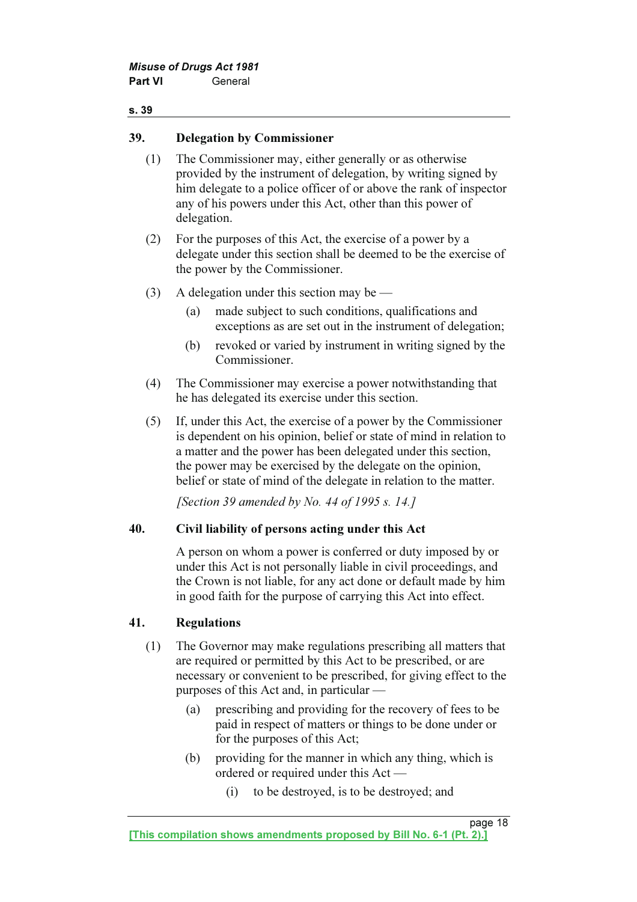## 39. Delegation by Commissioner

(1) The Commissioner may, either generally or as otherwise provided by the instrument of delegation, by writing signed by him delegate to a police officer of or above the rank of inspector any of his powers under this Act, other than this power of delegation.

(2) For the purposes of this Act, the exercise of a power by a delegate under this section shall be deemed to be the exercise of the power by the Commissioner.

(3) A delegation under this section may be —

- (a) made subject to such conditions, qualifications and exceptions as are set out in the instrument of delegation;
- (b) revoked or varied by instrument in writing signed by the Commissioner.

(4) The Commissioner may exercise a power notwithstanding that he has delegated its exercise under this section.

(5) If, under this Act, the exercise of a power by the Commissioner is dependent on his opinion, belief or state of mind in relation to a matter and the power has been delegated under this section, the power may be exercised by the delegate on the opinion, belief or state of mind of the delegate in relation to the matter.

*[Section 39 amended by No. 44 of 1995 s. 14.]*

## 40. Civil liability of persons acting under this Act

A person on whom a power is conferred or duty imposed by or under this Act is not personally liable in civil proceedings, and the Crown is not liable, for any act done or default made by him in good faith for the purpose of carrying this Act into effect.

## 41. Regulations

(1) The Governor may make regulations prescribing all matters that are required or permitted by this Act to be prescribed, or are necessary or convenient to be prescribed, for giving effect to the purposes of this Act and, in particular —

- (a) prescribing and providing for the recovery of fees to be paid in respect of matters or things to be done under or for the purposes of this Act;
- (b) providing for the manner in which any thing, which is ordered or required under this Act —
  - (i) to be destroyed, is to be destroyed; and

**[This compilation shows amendments proposed by Bill No. 6-1 (Pt. 2).]**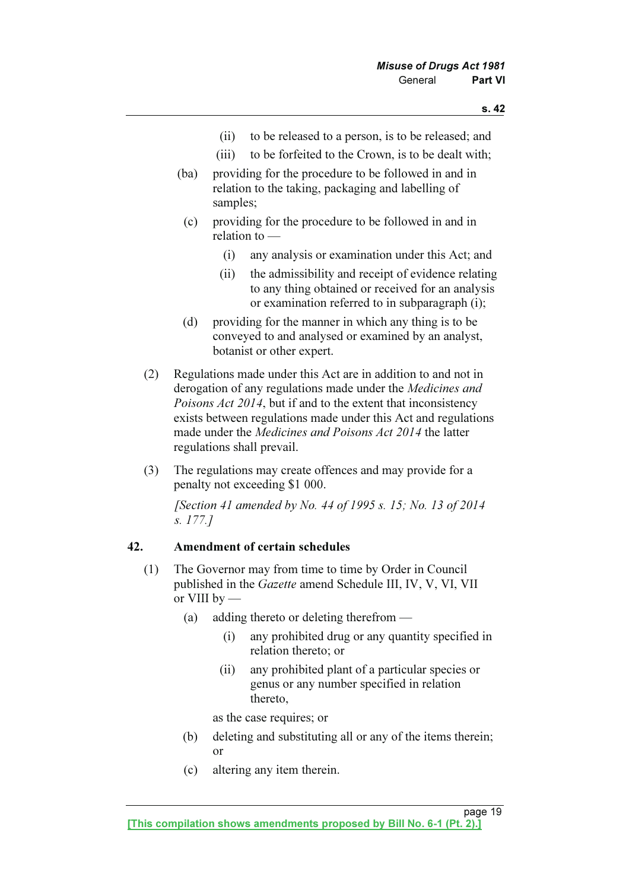(ii) to be released to a person, is to be released; and

(iii) to be forfeited to the Crown, is to be dealt with;

(ba) providing for the procedure to be followed in and in relation to the taking, packaging and labelling of samples;

(c) providing for the procedure to be followed in and in relation to —

(i) any analysis or examination under this Act; and

(ii) the admissibility and receipt of evidence relating to any thing obtained or received for an analysis or examination referred to in subparagraph (i);

(d) providing for the manner in which any thing is to be conveyed to and analysed or examined by an analyst, botanist or other expert.

(2) Regulations made under this Act are in addition to and not in derogation of any regulations made under the *Medicines and Poisons Act 2014*, but if and to the extent that inconsistency exists between regulations made under this Act and regulations made under the *Medicines and Poisons Act 2014* the latter regulations shall prevail.

(3) The regulations may create offences and may provide for a penalty not exceeding $1 000.

*[Section 41 amended by No. 44 of 1995 s. 15; No. 13 of 2014 s. 177.]*

## 42. Amendment of certain schedules

(1) The Governor may from time to time by Order in Council published in the *Gazette* amend Schedule III, IV, V, VI, VII or VIII by —

(a) adding thereto or deleting therefrom —

(i) any prohibited drug or any quantity specified in relation thereto; or

(ii) any prohibited plant of a particular species or genus or any number specified in relation thereto,

as the case requires; or

(b) deleting and substituting all or any of the items therein; or

(c) altering any item therein.

[This compilation shows amendments proposed by Bill No. 6-1 (Pt. 2).]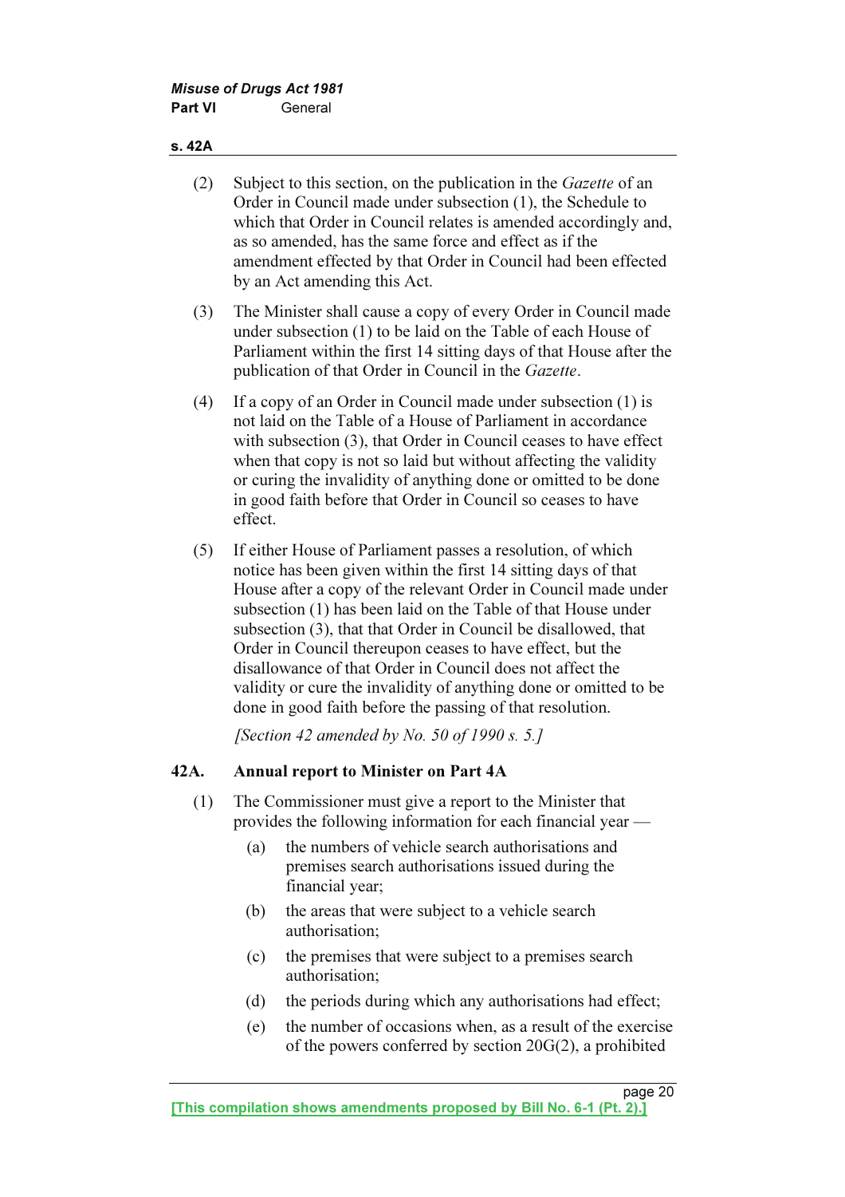(2) Subject to this section, on the publication in the *Gazette* of an Order in Council made under subsection (1), the Schedule to which that Order in Council relates is amended accordingly and, as so amended, has the same force and effect as if the amendment effected by that Order in Council had been effected by an Act amending this Act.

(3) The Minister shall cause a copy of every Order in Council made under subsection (1) to be laid on the Table of each House of Parliament within the first 14 sitting days of that House after the publication of that Order in Council in the *Gazette*.

(4) If a copy of an Order in Council made under subsection (1) is not laid on the Table of a House of Parliament in accordance with subsection (3), that Order in Council ceases to have effect when that copy is not so laid but without affecting the validity or curing the invalidity of anything done or omitted to be done in good faith before that Order in Council so ceases to have effect.

(5) If either House of Parliament passes a resolution, of which notice has been given within the first 14 sitting days of that House after a copy of the relevant Order in Council made under subsection (1) has been laid on the Table of that House under subsection (3), that that Order in Council be disallowed, that Order in Council thereupon ceases to have effect, but the disallowance of that Order in Council does not affect the validity or cure the invalidity of anything done or omitted to be done in good faith before the passing of that resolution.

*[Section 42 amended by No. 50 of 1990 s. 5.]*

**42A. Annual report to Minister on Part 4A**

(1) The Commissioner must give a report to the Minister that provides the following information for each financial year —

(a) the numbers of vehicle search authorisations and premises search authorisations issued during the financial year;

(b) the areas that were subject to a vehicle search authorisation;

(c) the premises that were subject to a premises search authorisation;

(d) the periods during which any authorisations had effect;

(e) the number of occasions when, as a result of the exercise of the powers conferred by section 20G(2), a prohibited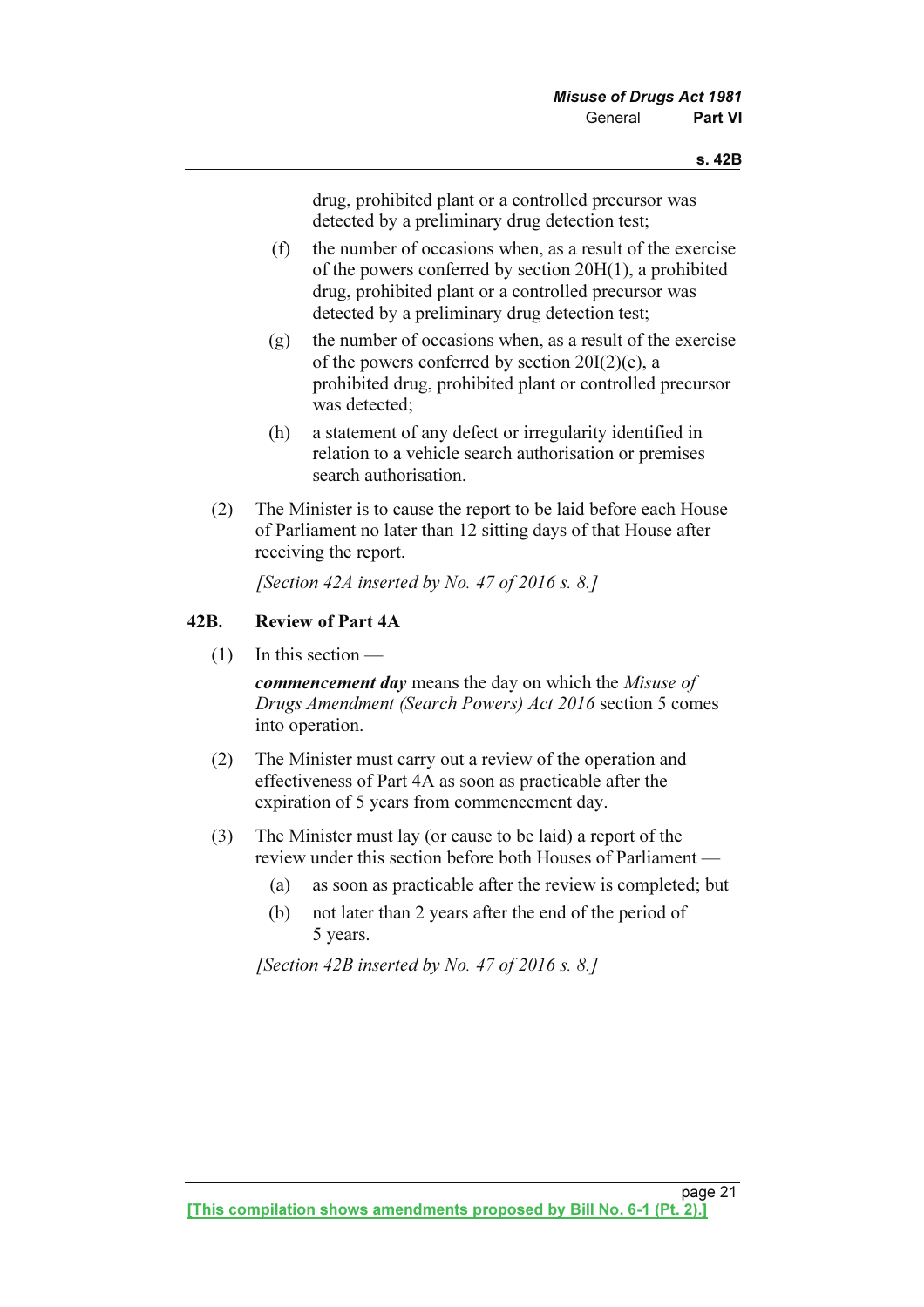drug, prohibited plant or a controlled precursor was detected by a preliminary drug detection test;

(f) the number of occasions when, as a result of the exercise of the powers conferred by section 20H(1), a prohibited drug, prohibited plant or a controlled precursor was detected by a preliminary drug detection test;

(g) the number of occasions when, as a result of the exercise of the powers conferred by section 20I(2)(e), a prohibited drug, prohibited plant or controlled precursor was detected;

(h) a statement of any defect or irregularity identified in relation to a vehicle search authorisation or premises search authorisation.

(2) The Minister is to cause the report to be laid before each House of Parliament no later than 12 sitting days of that House after receiving the report.

*[Section 42A inserted by No. 47 of 2016 s. 8.]*

### 42B. Review of Part 4A

(1) In this section —

***commencement day*** means the day on which the *Misuse of Drugs Amendment (Search Powers) Act 2016* section 5 comes into operation.

(2) The Minister must carry out a review of the operation and effectiveness of Part 4A as soon as practicable after the expiration of 5 years from commencement day.

(3) The Minister must lay (or cause to be laid) a report of the review under this section before both Houses of Parliament —

(a) as soon as practicable after the review is completed; but

(b) not later than 2 years after the end of the period of 5 years.

*[Section 42B inserted by No. 47 of 2016 s. 8.]*

[This compilation shows amendments proposed by Bill No. 6-1 (Pt. 2).]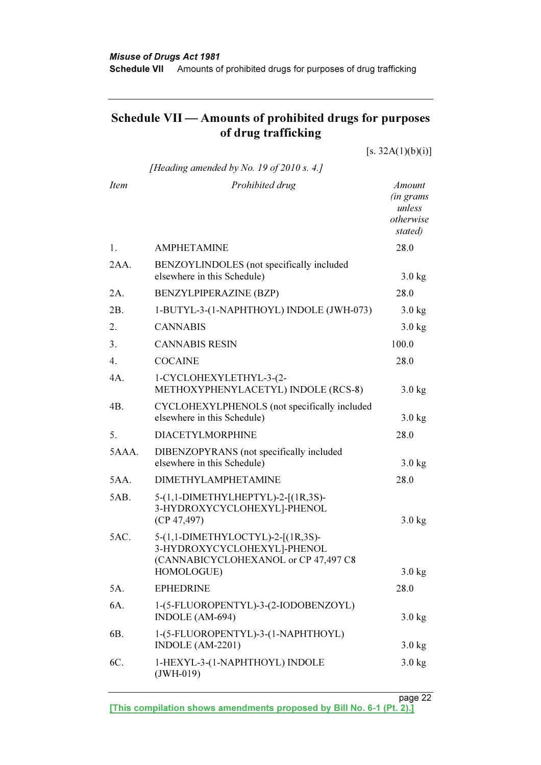## Schedule VII — Amounts of prohibited drugs for purposes of drug trafficking

[s. 32A(1)(b)(i)]

*[Heading amended by No. 19 of 2010 s. 4.]*

| *Item* | *Prohibited drug* | *Amount (in grams unless otherwise stated)* |
|---|---|---|
| 1. | AMPHETAMINE | 28.0 |
| 2AA. | BENZOYLINDOLES (not specifically included elsewhere in this Schedule) | 3.0 kg |
| 2A. | BENZYLPIPERAZINE (BZP) | 28.0 |
| 2B. | 1-BUTYL-3-(1-NAPHTHOYL) INDOLE (JWH-073) | 3.0 kg |
| 2. | CANNABIS | 3.0 kg |
| 3. | CANNABIS RESIN | 100.0 |
| 4. | COCAINE | 28.0 |
| 4A. | 1-CYCLOHEXYLETHYL-3-(2-METHOXYPHENYLACETYL) INDOLE (RCS-8) | 3.0 kg |
| 4B. | CYCLOHEXYLPHENOLS (not specifically included elsewhere in this Schedule) | 3.0 kg |
| 5. | DIACETYLMORPHINE | 28.0 |
| 5AAA. | DIBENZOPYRANS (not specifically included elsewhere in this Schedule) | 3.0 kg |
| 5AA. | DIMETHYLAMPHETAMINE | 28.0 |
| 5AB. | 5-(1,1-DIMETHYLHEPTYL)-2-[(1R,3S)-3-HYDROXYCYCLOHEXYL]-PHENOL (CP 47,497) | 3.0 kg |
| 5AC. | 5-(1,1-DIMETHYLOCTYL)-2-[(1R,3S)-3-HYDROXYCYCLOHEXYL]-PHENOL (CANNABICYCLOHEXANOL or CP 47,497 C8 HOMOLOGUE) | 3.0 kg |
| 5A. | EPHEDRINE | 28.0 |
| 6A. | 1-(5-FLUOROPENTYL)-3-(2-IODOBENZOYL) INDOLE (AM-694) | 3.0 kg |
| 6B. | 1-(5-FLUOROPENTYL)-3-(1-NAPHTHOYL) INDOLE (AM-2201) | 3.0 kg |
| 6C. | 1-HEXYL-3-(1-NAPHTHOYL) INDOLE (JWH-019) | 3.0 kg |

[This compilation shows amendments proposed by Bill No. 6-1 (Pt. 2).]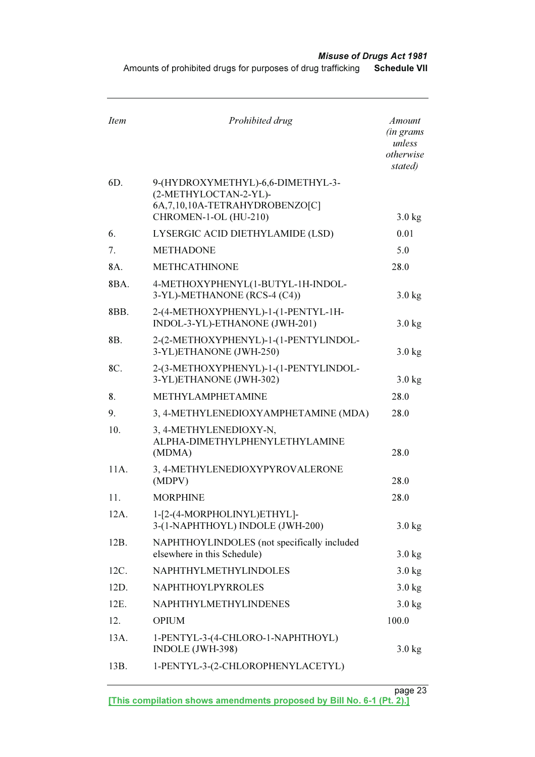| *Item* | *Prohibited drug* | *Amount (in grams unless otherwise stated)* |
|---|---|---|
| 6D. | 9-(HYDROXYMETHYL)-6,6-DIMETHYL-3-(2-METHYLOCTAN-2-YL)-6A,7,10,10A-TETRAHYDROBENZO[C] CHROMEN-1-OL (HU-210) | 3.0 kg |
| 6. | LYSERGIC ACID DIETHYLAMIDE (LSD) | 0.01 |
| 7. | METHADONE | 5.0 |
| 8A. | METHCATHINONE | 28.0 |
| 8BA. | 4-METHOXYPHENYL(1-BUTYL-1H-INDOL-3-YL)-METHANONE (RCS-4 (C4)) | 3.0 kg |
| 8BB. | 2-(4-METHOXYPHENYL)-1-(1-PENTYL-1H-INDOL-3-YL)-ETHANONE (JWH-201) | 3.0 kg |
| 8B. | 2-(2-METHOXYPHENYL)-1-(1-PENTYLINDOL-3-YL)ETHANONE (JWH-250) | 3.0 kg |
| 8C. | 2-(3-METHOXYPHENYL)-1-(1-PENTYLINDOL-3-YL)ETHANONE (JWH-302) | 3.0 kg |
| 8. | METHYLAMPHETAMINE | 28.0 |
| 9. | 3, 4-METHYLENEDIOXYAMPHETAMINE (MDA) | 28.0 |
| 10. | 3, 4-METHYLENEDIOXY-N, ALPHA-DIMETHYLPHENYLETHYLAMINE (MDMA) | 28.0 |
| 11A. | 3, 4-METHYLENEDIOXYPYROVALERONE (MDPV) | 28.0 |
| 11. | MORPHINE | 28.0 |
| 12A. | 1-[2-(4-MORPHOLINYL)ETHYL]-3-(1-NAPHTHOYL) INDOLE (JWH-200) | 3.0 kg |
| 12B. | NAPHTHOYLINDOLES (not specifically included elsewhere in this Schedule) | 3.0 kg |
| 12C. | NAPHTHYLMETHYLINDOLES | 3.0 kg |
| 12D. | NAPHTHOYLPYRROLES | 3.0 kg |
| 12E. | NAPHTHYLMETHYLINDENES | 3.0 kg |
| 12. | OPIUM | 100.0 |
| 13A. | 1-PENTYL-3-(4-CHLORO-1-NAPHTHOYL) INDOLE (JWH-398) | 3.0 kg |
| 13B. | 1-PENTYL-3-(2-CHLOROPHENYLACETYL) | |

[This compilation shows amendments proposed by Bill No. 6-1 (Pt. 2).]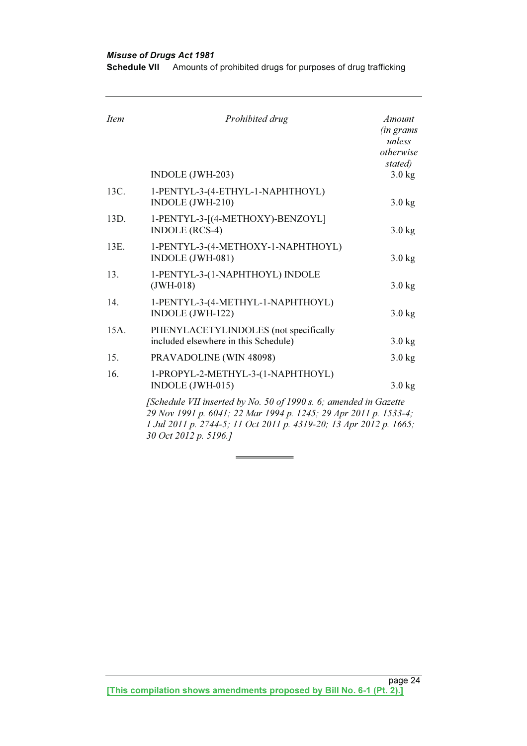| Item | Prohibited drug | Amount (in grams unless otherwise stated) |
|---|---|---|
| | INDOLE (JWH-203) | 3.0 kg |
| 13C. | 1-PENTYL-3-(4-ETHYL-1-NAPHTHOYL) INDOLE (JWH-210) | 3.0 kg |
| 13D. | 1-PENTYL-3-[(4-METHOXY)-BENZOYL] INDOLE (RCS-4) | 3.0 kg |
| 13E. | 1-PENTYL-3-(4-METHOXY-1-NAPHTHOYL) INDOLE (JWH-081) | 3.0 kg |
| 13. | 1-PENTYL-3-(1-NAPHTHOYL) INDOLE (JWH-018) | 3.0 kg |
| 14. | 1-PENTYL-3-(4-METHYL-1-NAPHTHOYL) INDOLE (JWH-122) | 3.0 kg |
| 15A. | PHENYLACETYLINDOLES (not specifically included elsewhere in this Schedule) | 3.0 kg |
| 15. | PRAVADOLINE (WIN 48098) | 3.0 kg |
| 16. | 1-PROPYL-2-METHYL-3-(1-NAPHTHOYL) INDOLE (JWH-015) | 3.0 kg |

*[Schedule VII inserted by No. 50 of 1990 s. 6; amended in Gazette 29 Nov 1991 p. 6041; 22 Mar 1994 p. 1245; 29 Apr 2011 p. 1533-4; 1 Jul 2011 p. 2744-5; 11 Oct 2011 p. 4319-20; 13 Apr 2012 p. 1665; 30 Oct 2012 p. 5196.]*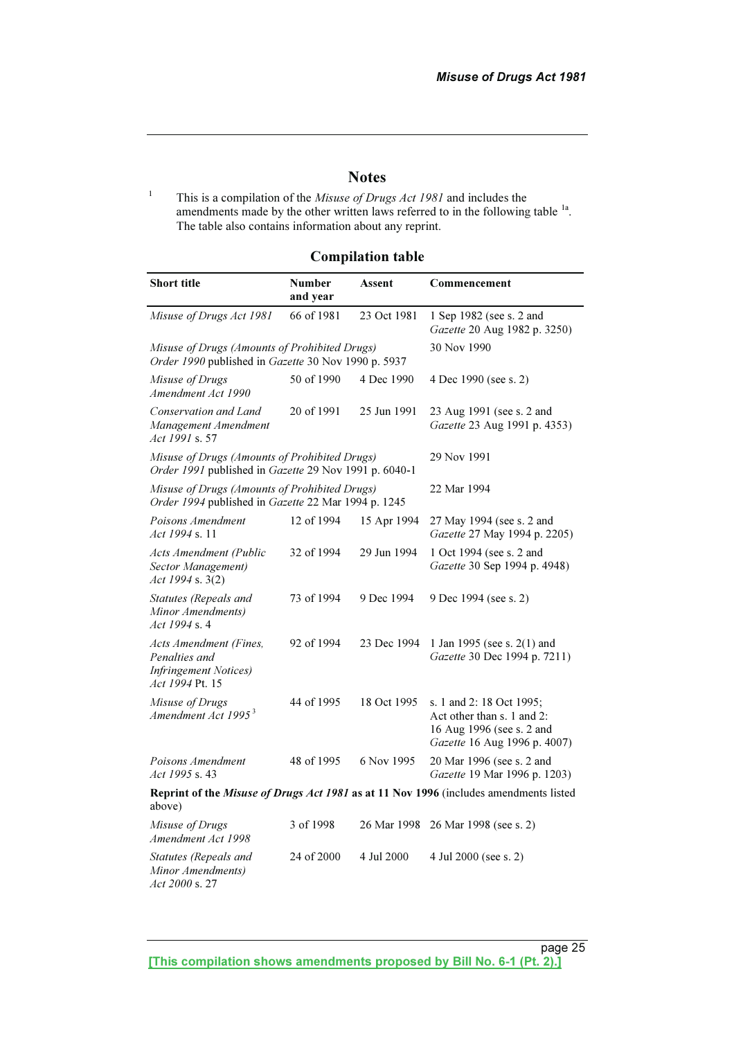## Notes

[1] This is a compilation of the *Misuse of Drugs Act 1981* and includes the amendments made by the other written laws referred to in the following table [1a]. The table also contains information about any reprint.

### Compilation table

| Short title | Number and year | Assent | Commencement |
|---|---|---|---|
| *Misuse of Drugs Act 1981* | 66 of 1981 | 23 Oct 1981 | 1 Sep 1982 (see s. 2 and *Gazette* 20 Aug 1982 p. 3250) |
| *Misuse of Drugs (Amounts of Prohibited Drugs) Order 1990* published in *Gazette* 30 Nov 1990 p. 5937 | | | 30 Nov 1990 |
| *Misuse of Drugs Amendment Act 1990* | 50 of 1990 | 4 Dec 1990 | 4 Dec 1990 (see s. 2) |
| *Conservation and Land Management Amendment Act 1991* s. 57 | 20 of 1991 | 25 Jun 1991 | 23 Aug 1991 (see s. 2 and *Gazette* 23 Aug 1991 p. 4353) |
| *Misuse of Drugs (Amounts of Prohibited Drugs) Order 1991* published in *Gazette* 29 Nov 1991 p. 6040-1 | | | 29 Nov 1991 |
| *Misuse of Drugs (Amounts of Prohibited Drugs) Order 1994* published in *Gazette* 22 Mar 1994 p. 1245 | | | 22 Mar 1994 |
| *Poisons Amendment Act 1994* s. 11 | 12 of 1994 | 15 Apr 1994 | 27 May 1994 (see s. 2 and *Gazette* 27 May 1994 p. 2205) |
| *Acts Amendment (Public Sector Management) Act 1994* s. 3(2) | 32 of 1994 | 29 Jun 1994 | 1 Oct 1994 (see s. 2 and *Gazette* 30 Sep 1994 p. 4948) |
| *Statutes (Repeals and Minor Amendments) Act 1994* s. 4 | 73 of 1994 | 9 Dec 1994 | 9 Dec 1994 (see s. 2) |
| *Acts Amendment (Fines, Penalties and Infringement Notices) Act 1994* Pt. 15 | 92 of 1994 | 23 Dec 1994 | 1 Jan 1995 (see s. 2(1) and *Gazette* 30 Dec 1994 p. 7211) |
| *Misuse of Drugs Amendment Act 1995* [3] | 44 of 1995 | 18 Oct 1995 | s. 1 and 2: 18 Oct 1995; Act other than s. 1 and 2: 16 Aug 1996 (see s. 2 and *Gazette* 16 Aug 1996 p. 4007) |
| *Poisons Amendment Act 1995* s. 43 | 48 of 1995 | 6 Nov 1995 | 20 Mar 1996 (see s. 2 and *Gazette* 19 Mar 1996 p. 1203) |
| **Reprint of the *Misuse of Drugs Act 1981* as at 11 Nov 1996** (includes amendments listed above) | | | |
| *Misuse of Drugs Amendment Act 1998* | 3 of 1998 | 26 Mar 1998 | 26 Mar 1998 (see s. 2) |
| *Statutes (Repeals and Minor Amendments) Act 2000* s. 27 | 24 of 2000 | 4 Jul 2000 | 4 Jul 2000 (see s. 2) |

[This compilation shows amendments proposed by Bill No. 6-1 (Pt. 2).]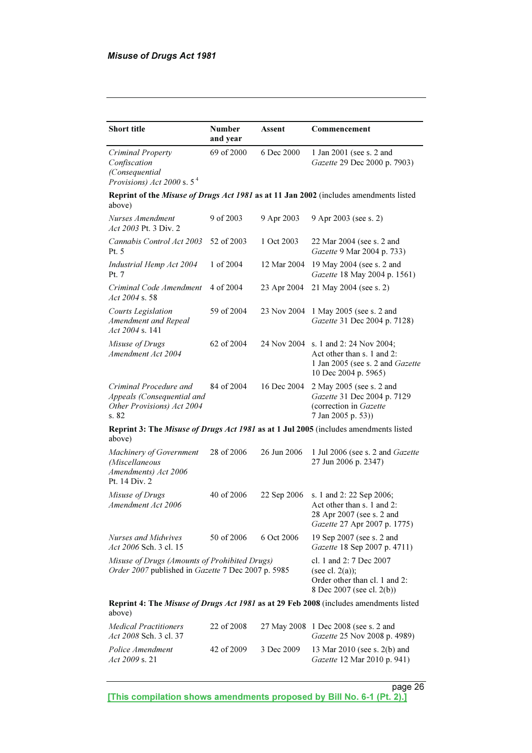| Short title | Number and year | Assent | Commencement |
|---|---|---|---|
| *Criminal Property Confiscation (Consequential Provisions) Act 2000* s. 5[4] | 69 of 2000 | 6 Dec 2000 | 1 Jan 2001 (see s. 2 and *Gazette* 29 Dec 2000 p. 7903) |
| **Reprint of the *Misuse of Drugs Act 1981* as at 11 Jan 2002** (includes amendments listed above) | | | |
| *Nurses Amendment Act 2003* Pt. 3 Div. 2 | 9 of 2003 | 9 Apr 2003 | 9 Apr 2003 (see s. 2) |
| *Cannabis Control Act 2003* Pt. 5 | 52 of 2003 | 1 Oct 2003 | 22 Mar 2004 (see s. 2 and *Gazette* 9 Mar 2004 p. 733) |
| *Industrial Hemp Act 2004* Pt. 7 | 1 of 2004 | 12 Mar 2004 | 19 May 2004 (see s. 2 and *Gazette* 18 May 2004 p. 1561) |
| *Criminal Code Amendment Act 2004* s. 58 | 4 of 2004 | 23 Apr 2004 | 21 May 2004 (see s. 2) |
| *Courts Legislation Amendment and Repeal Act 2004* s. 141 | 59 of 2004 | 23 Nov 2004 | 1 May 2005 (see s. 2 and *Gazette* 31 Dec 2004 p. 7128) |
| *Misuse of Drugs Amendment Act 2004* | 62 of 2004 | 24 Nov 2004 | s. 1 and 2: 24 Nov 2004; Act other than s. 1 and 2: 1 Jan 2005 (see s. 2 and *Gazette* 10 Dec 2004 p. 5965) |
| *Criminal Procedure and Appeals (Consequential and Other Provisions) Act 2004* s. 82 | 84 of 2004 | 16 Dec 2004 | 2 May 2005 (see s. 2 and *Gazette* 31 Dec 2004 p. 7129 (correction in *Gazette* 7 Jan 2005 p. 53)) |
| **Reprint 3: The *Misuse of Drugs Act 1981* as at 1 Jul 2005** (includes amendments listed above) | | | |
| *Machinery of Government (Miscellaneous Amendments) Act 2006* Pt. 14 Div. 2 | 28 of 2006 | 26 Jun 2006 | 1 Jul 2006 (see s. 2 and *Gazette* 27 Jun 2006 p. 2347) |
| *Misuse of Drugs Amendment Act 2006* | 40 of 2006 | 22 Sep 2006 | s. 1 and 2: 22 Sep 2006; Act other than s. 1 and 2: 28 Apr 2007 (see s. 2 and *Gazette* 27 Apr 2007 p. 1775) |
| *Nurses and Midwives Act 2006* Sch. 3 cl. 15 | 50 of 2006 | 6 Oct 2006 | 19 Sep 2007 (see s. 2 and *Gazette* 18 Sep 2007 p. 4711) |
| *Misuse of Drugs (Amounts of Prohibited Drugs) Order 2007* published in *Gazette* 7 Dec 2007 p. 5985 | | | cl. 1 and 2: 7 Dec 2007 (see cl. 2(a)); Order other than cl. 1 and 2: 8 Dec 2007 (see cl. 2(b)) |
| **Reprint 4: The *Misuse of Drugs Act 1981* as at 29 Feb 2008** (includes amendments listed above) | | | |
| *Medical Practitioners Act 2008* Sch. 3 cl. 37 | 22 of 2008 | 27 May 2008 | 1 Dec 2008 (see s. 2 and *Gazette* 25 Nov 2008 p. 4989) |
| *Police Amendment Act 2009* s. 21 | 42 of 2009 | 3 Dec 2009 | 13 Mar 2010 (see s. 2(b) and *Gazette* 12 Mar 2010 p. 941) |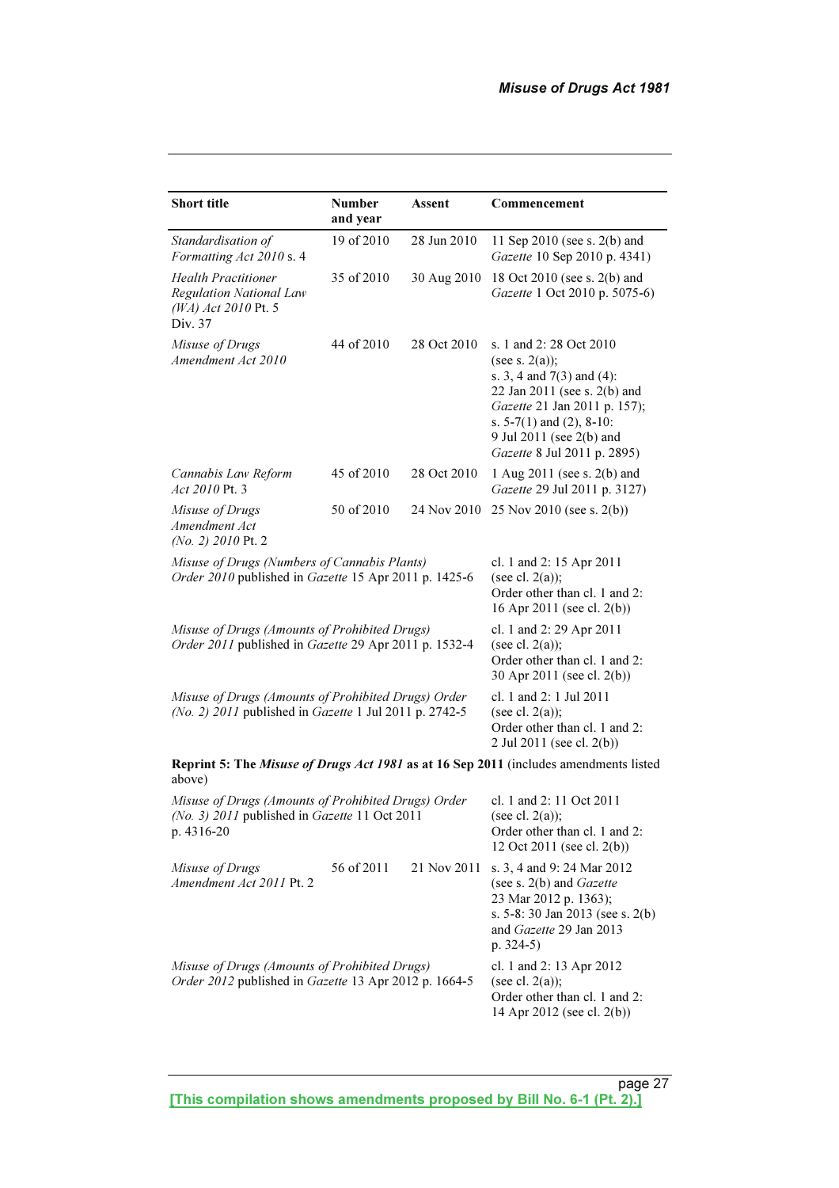| Short title | Number and year | Assent | Commencement |
|---|---|---|---|
| *Standardisation of Formatting Act 2010* s. 4 | 19 of 2010 | 28 Jun 2010 | 11 Sep 2010 (see s. 2(b) and *Gazette* 10 Sep 2010 p. 4341) |
| *Health Practitioner Regulation National Law (WA) Act 2010* Pt. 5 Div. 37 | 35 of 2010 | 30 Aug 2010 | 18 Oct 2010 (see s. 2(b) and *Gazette* 1 Oct 2010 p. 5075-6) |
| *Misuse of Drugs Amendment Act 2010* | 44 of 2010 | 28 Oct 2010 | s. 1 and 2: 28 Oct 2010 (see s. 2(a)); s. 3, 4 and 7(3) and (4): 22 Jan 2011 (see s. 2(b) and *Gazette* 21 Jan 2011 p. 157); s. 5-7(1) and (2), 8-10: 9 Jul 2011 (see 2(b) and *Gazette* 8 Jul 2011 p. 2895) |
| *Cannabis Law Reform Act 2010* Pt. 3 | 45 of 2010 | 28 Oct 2010 | 1 Aug 2011 (see s. 2(b) and *Gazette* 29 Jul 2011 p. 3127) |
| *Misuse of Drugs Amendment Act (No. 2) 2010* Pt. 2 | 50 of 2010 | 24 Nov 2010 | 25 Nov 2010 (see s. 2(b)) |
| *Misuse of Drugs (Numbers of Cannabis Plants) Order 2010* published in *Gazette* 15 Apr 2011 p. 1425-6 | | | cl. 1 and 2: 15 Apr 2011 (see cl. 2(a)); Order other than cl. 1 and 2: 16 Apr 2011 (see cl. 2(b)) |
| *Misuse of Drugs (Amounts of Prohibited Drugs) Order 2011* published in *Gazette* 29 Apr 2011 p. 1532-4 | | | cl. 1 and 2: 29 Apr 2011 (see cl. 2(a)); Order other than cl. 1 and 2: 30 Apr 2011 (see cl. 2(b)) |
| *Misuse of Drugs (Amounts of Prohibited Drugs) Order (No. 2) 2011* published in *Gazette* 1 Jul 2011 p. 2742-5 | | | cl. 1 and 2: 1 Jul 2011 (see cl. 2(a)); Order other than cl. 1 and 2: 2 Jul 2011 (see cl. 2(b)) |
| **Reprint 5: The *Misuse of Drugs Act 1981* as at 16 Sep 2011** (includes amendments listed above) | | | |
| *Misuse of Drugs (Amounts of Prohibited Drugs) Order (No. 3) 2011* published in *Gazette* 11 Oct 2011 p. 4316-20 | | | cl. 1 and 2: 11 Oct 2011 (see cl. 2(a)); Order other than cl. 1 and 2: 12 Oct 2011 (see cl. 2(b)) |
| *Misuse of Drugs Amendment Act 2011* Pt. 2 | 56 of 2011 | 21 Nov 2011 | s. 3, 4 and 9: 24 Mar 2012 (see s. 2(b) and *Gazette* 23 Mar 2012 p. 1363); s. 5-8: 30 Jan 2013 (see s. 2(b) and *Gazette* 29 Jan 2013 p. 324-5) |
| *Misuse of Drugs (Amounts of Prohibited Drugs) Order 2012* published in *Gazette* 13 Apr 2012 p. 1664-5 | | | cl. 1 and 2: 13 Apr 2012 (see cl. 2(a)); Order other than cl. 1 and 2: 14 Apr 2012 (see cl. 2(b)) |

**[This compilation shows amendments proposed by Bill No. 6-1 (Pt. 2).]**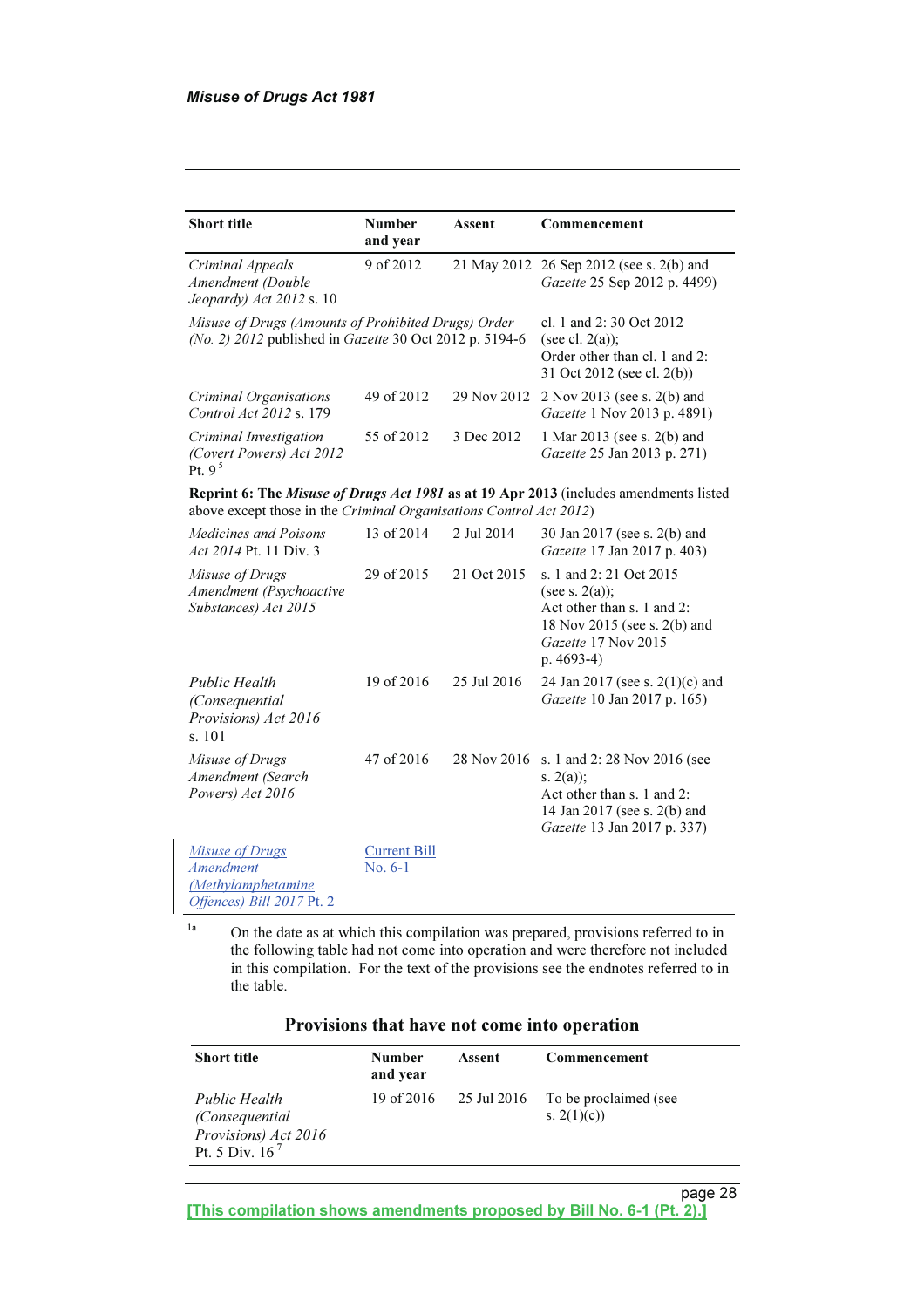| Short title | Number and year | Assent | Commencement |
|---|---|---|---|
| *Criminal Appeals Amendment (Double Jeopardy) Act 2012* s. 10 | 9 of 2012 | 21 May 2012 | 26 Sep 2012 (see s. 2(b) and *Gazette* 25 Sep 2012 p. 4499) |
| *Misuse of Drugs (Amounts of Prohibited Drugs) Order (No. 2) 2012* published in *Gazette* 30 Oct 2012 p. 5194-6 | | | cl. 1 and 2: 30 Oct 2012 (see cl. 2(a)); Order other than cl. 1 and 2: 31 Oct 2012 (see cl. 2(b)) |
| *Criminal Organisations Control Act 2012* s. 179 | 49 of 2012 | 29 Nov 2012 | 2 Nov 2013 (see s. 2(b) and *Gazette* 1 Nov 2013 p. 4891) |
| *Criminal Investigation (Covert Powers) Act 2012* Pt. 9 [5] | 55 of 2012 | 3 Dec 2012 | 1 Mar 2013 (see s. 2(b) and *Gazette* 25 Jan 2013 p. 271) |
| **Reprint 6: The *Misuse of Drugs Act 1981* as at 19 Apr 2013** (includes amendments listed above except those in the *Criminal Organisations Control Act 2012*) | | | |
| *Medicines and Poisons Act 2014* Pt. 11 Div. 3 | 13 of 2014 | 2 Jul 2014 | 30 Jan 2017 (see s. 2(b) and *Gazette* 17 Jan 2017 p. 403) |
| *Misuse of Drugs Amendment (Psychoactive Substances) Act 2015* | 29 of 2015 | 21 Oct 2015 | s. 1 and 2: 21 Oct 2015 (see s. 2(a)); Act other than s. 1 and 2: 18 Nov 2015 (see s. 2(b) and *Gazette* 17 Nov 2015 p. 4693-4) |
| *Public Health (Consequential Provisions) Act 2016* s. 101 | 19 of 2016 | 25 Jul 2016 | 24 Jan 2017 (see s. 2(1)(c) and *Gazette* 10 Jan 2017 p. 165) |
| *Misuse of Drugs Amendment (Search Powers) Act 2016* | 47 of 2016 | 28 Nov 2016 | s. 1 and 2: 28 Nov 2016 (see s. 2(a)); Act other than s. 1 and 2: 14 Jan 2017 (see s. 2(b) and *Gazette* 13 Jan 2017 p. 337) |
| *Misuse of Drugs Amendment (Methylamphetamine Offences) Bill 2017* Pt. 2 | Current Bill No. 6-1 | | |

[1a] On the date as at which this compilation was prepared, provisions referred to in the following table had not come into operation and were therefore not included in this compilation. For the text of the provisions see the endnotes referred to in the table.

## Provisions that have not come into operation

| Short title | Number and year | Assent | Commencement |
|---|---|---|---|
| *Public Health (Consequential Provisions) Act 2016* Pt. 5 Div. 16 [7] | 19 of 2016 | 25 Jul 2016 | To be proclaimed (see s. 2(1)(c)) |

[This compilation shows amendments proposed by Bill No. 6-1 (Pt. 2).]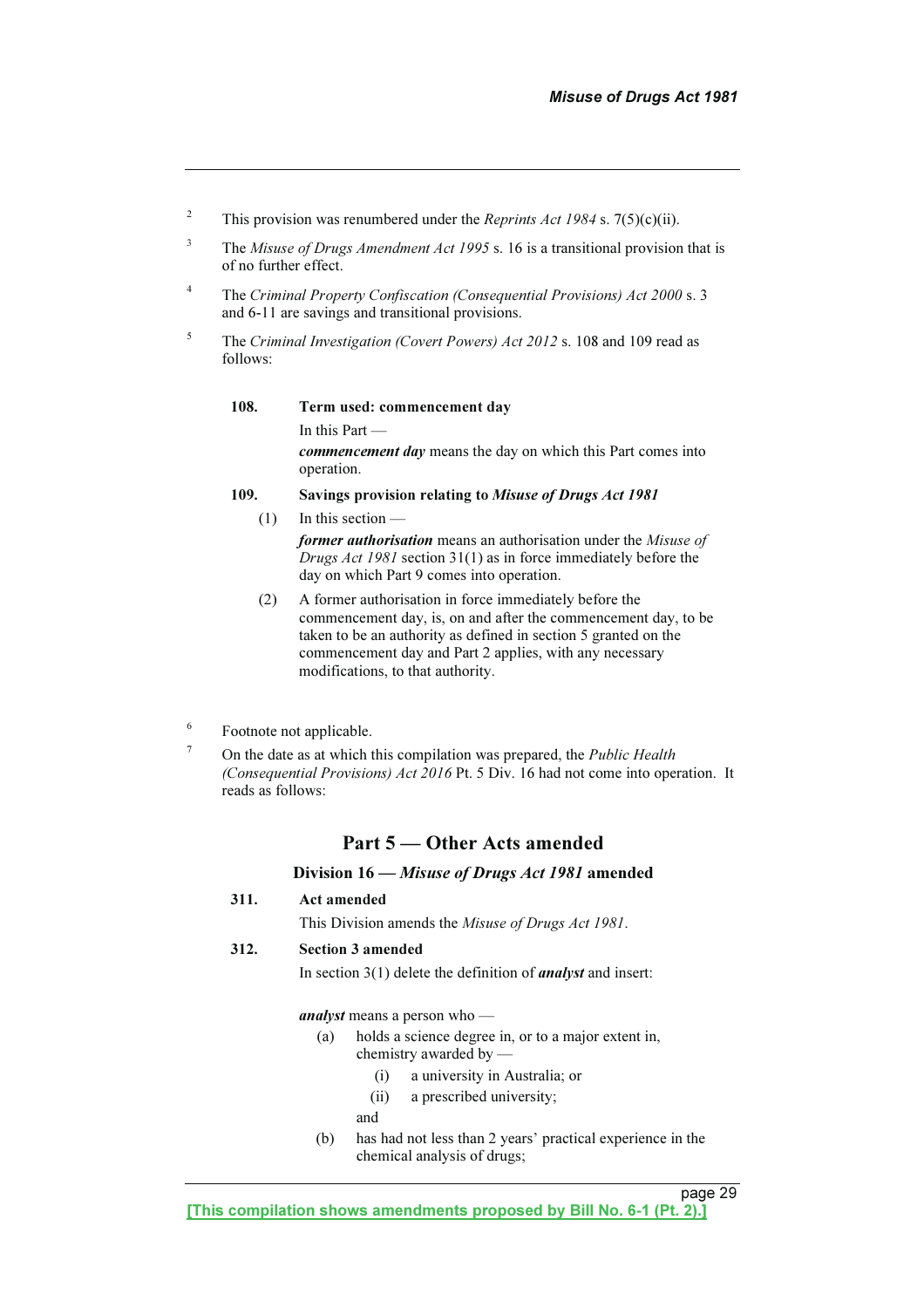[2] This provision was renumbered under the *Reprints Act 1984* s. 7(5)(c)(ii).

[3] The *Misuse of Drugs Amendment Act 1995* s. 16 is a transitional provision that is of no further effect.

[4] The *Criminal Property Confiscation (Consequential Provisions) Act 2000* s. 3 and 6-11 are savings and transitional provisions.

[5] The *Criminal Investigation (Covert Powers) Act 2012* s. 108 and 109 read as follows:

**108. Term used: commencement day**

In this Part —

***commencement day*** means the day on which this Part comes into operation.

**109. Savings provision relating to *Misuse of Drugs Act 1981***

(1) In this section —

***former authorisation*** means an authorisation under the *Misuse of Drugs Act 1981* section 31(1) as in force immediately before the day on which Part 9 comes into operation.

(2) A former authorisation in force immediately before the commencement day, is, on and after the commencement day, to be taken to be an authority as defined in section 5 granted on the commencement day and Part 2 applies, with any necessary modifications, to that authority.

[6] Footnote not applicable.

[7] On the date as at which this compilation was prepared, the *Public Health (Consequential Provisions) Act 2016* Pt. 5 Div. 16 had not come into operation. It reads as follows:

## Part 5 — Other Acts amended

### Division 16 — *Misuse of Drugs Act 1981* amended

**311. Act amended**

This Division amends the *Misuse of Drugs Act 1981*.

**312. Section 3 amended**

In section 3(1) delete the definition of ***analyst*** and insert:

***analyst*** means a person who —

(a) holds a science degree in, or to a major extent in, chemistry awarded by —

(i) a university in Australia; or

(ii) a prescribed university;

and

(b) has had not less than 2 years' practical experience in the chemical analysis of drugs;

[This compilation shows amendments proposed by Bill No. 6-1 (Pt. 2).]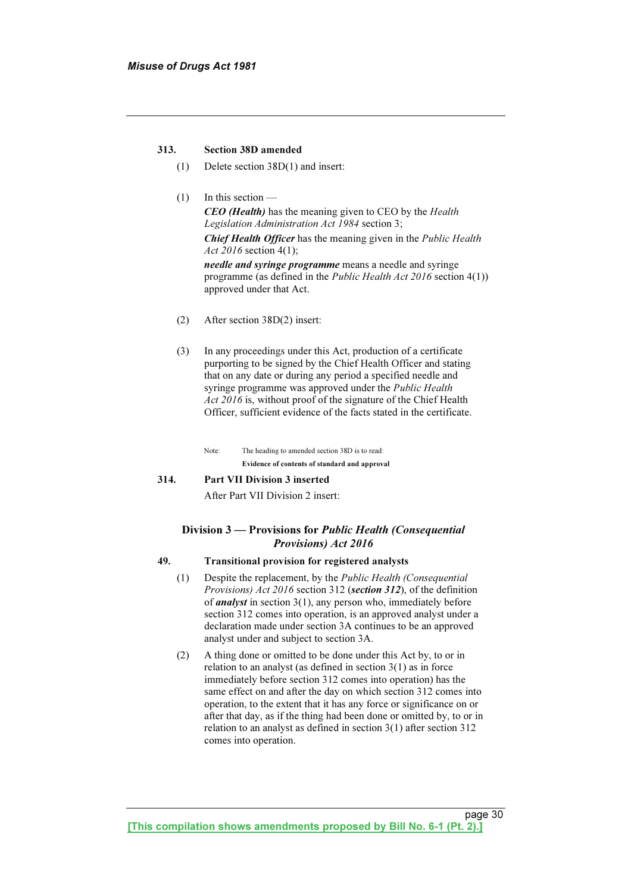### 313. Section 38D amended

(1) Delete section 38D(1) and insert:

> (1) In this section —
>
> ***CEO (Health)*** has the meaning given to CEO by the *Health Legislation Administration Act 1984* section 3;
>
> ***Chief Health Officer*** has the meaning given in the *Public Health Act 2016* section 4(1);
>
> ***needle and syringe programme*** means a needle and syringe programme (as defined in the *Public Health Act 2016* section 4(1)) approved under that Act.

(2) After section 38D(2) insert:

> (3) In any proceedings under this Act, production of a certificate purporting to be signed by the Chief Health Officer and stating that on any date or during any period a specified needle and syringe programme was approved under the *Public Health Act 2016* is, without proof of the signature of the Chief Health Officer, sufficient evidence of the facts stated in the certificate.

Note: The heading to amended section 38D is to read:
**Evidence of contents of standard and approval**

### 314. Part VII Division 3 inserted

After Part VII Division 2 insert:

> #### Division 3 — Provisions for *Public Health (Consequential Provisions) Act 2016*
>
> **49. Transitional provision for registered analysts**
>
> (1) Despite the replacement, by the *Public Health (Consequential Provisions) Act 2016* section 312 (***section 312***), of the definition of ***analyst*** in section 3(1), any person who, immediately before section 312 comes into operation, is an approved analyst under a declaration made under section 3A continues to be an approved analyst under and subject to section 3A.
>
> (2) A thing done or omitted to be done under this Act by, to or in relation to an analyst (as defined in section 3(1) as in force immediately before section 312 comes into operation) has the same effect on and after the day on which section 312 comes into operation, to the extent that it has any force or significance on or after that day, as if the thing had been done or omitted by, to or in relation to an analyst as defined in section 3(1) after section 312 comes into operation.